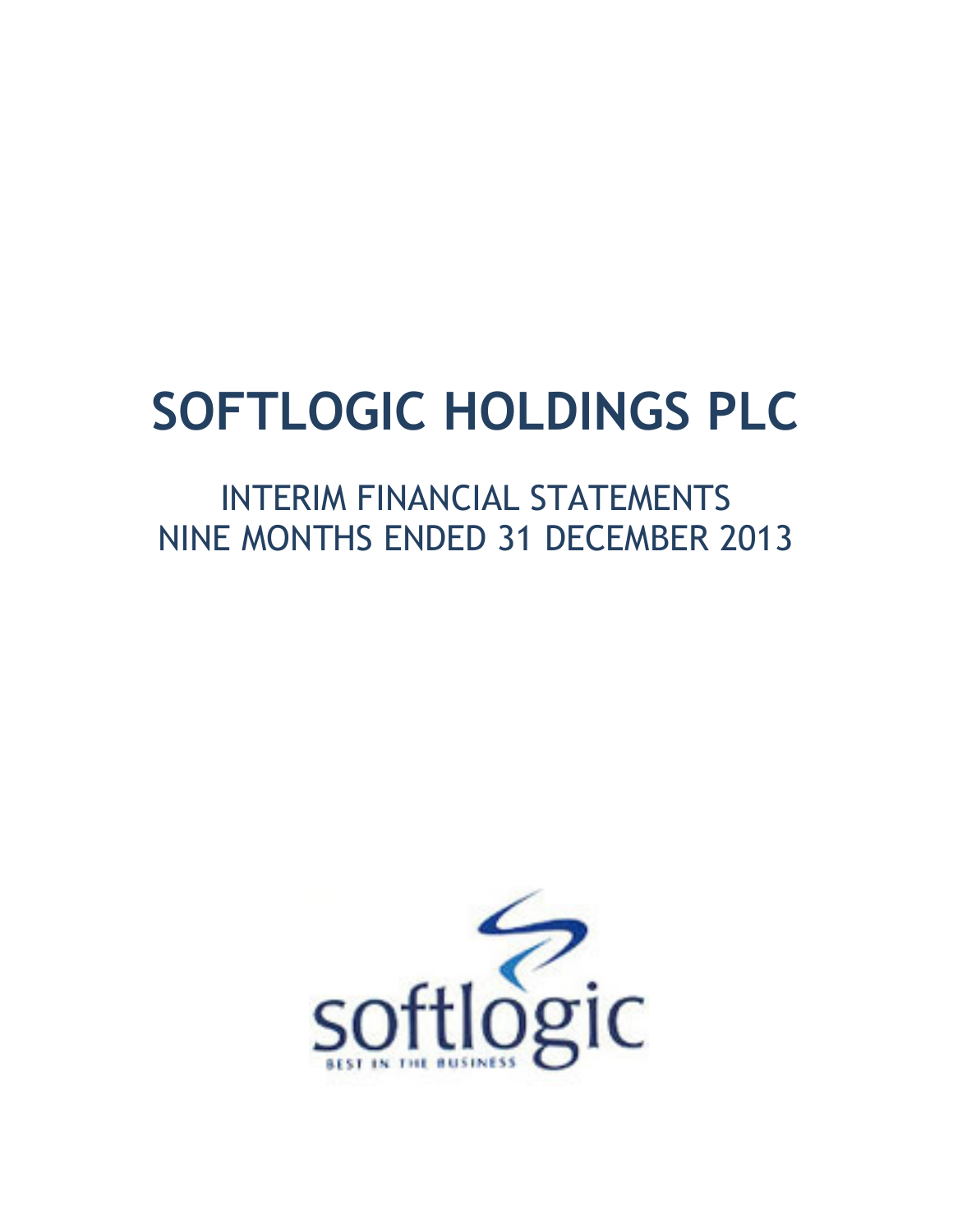# SOFTLOGIC HOLDINGS PLC

## INTERIM FINANCIAL STATEMENTS
## NINE MONTHS ENDED 31 DECEMBER 2013

softlogic

BEST IN THE BUSINESS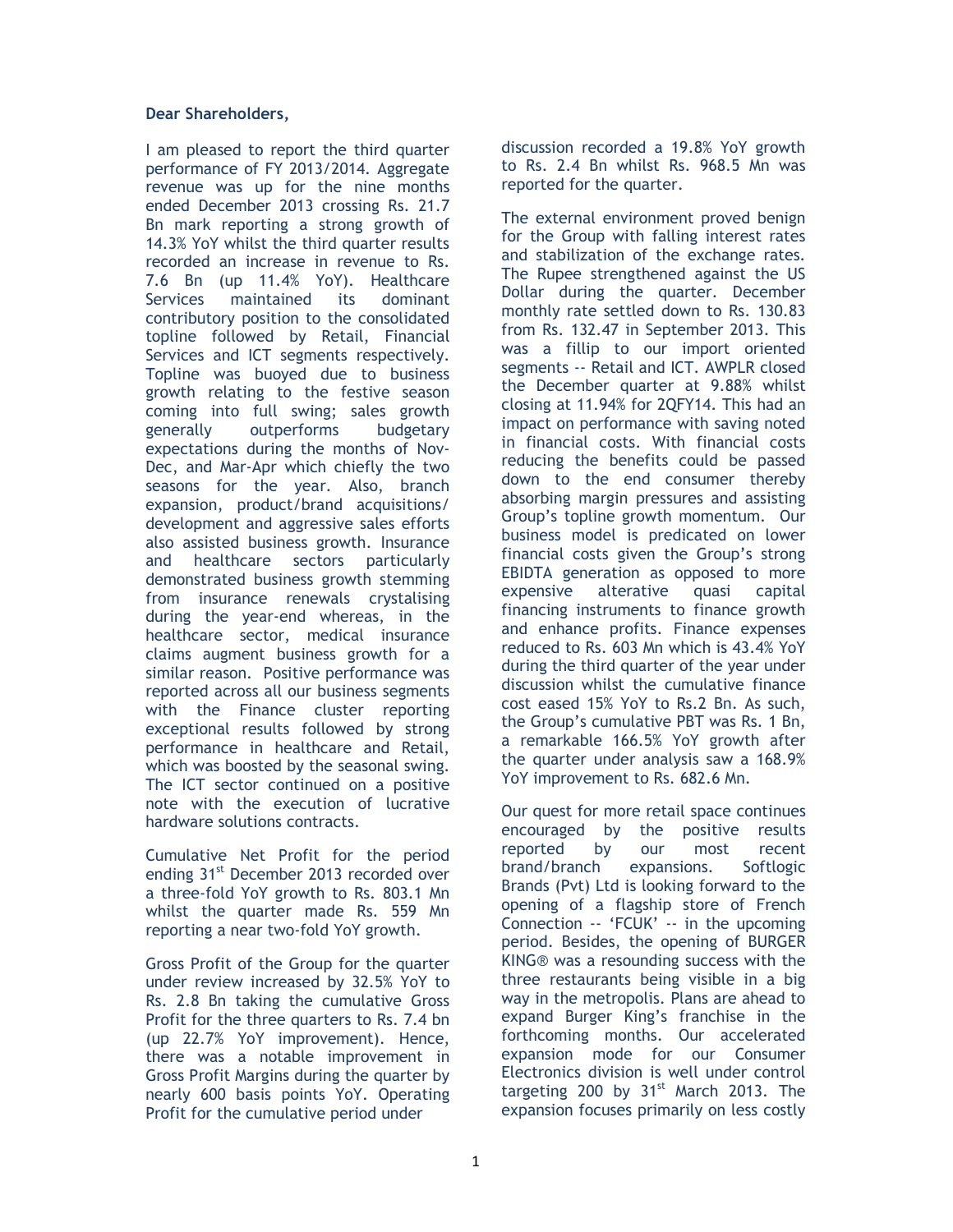**Dear Shareholders,**

I am pleased to report the third quarter performance of FY 2013/2014. Aggregate revenue was up for the nine months ended December 2013 crossing Rs. 21.7 Bn mark reporting a strong growth of 14.3% YoY whilst the third quarter results recorded an increase in revenue to Rs. 7.6 Bn (up 11.4% YoY). Healthcare Services maintained its dominant contributory position to the consolidated topline followed by Retail, Financial Services and ICT segments respectively. Topline was buoyed due to business growth relating to the festive season coming into full swing; sales growth generally outperforms budgetary expectations during the months of Nov-Dec, and Mar-Apr which chiefly the two seasons for the year. Also, branch expansion, product/brand acquisitions/ development and aggressive sales efforts also assisted business growth. Insurance and healthcare sectors particularly demonstrated business growth stemming from insurance renewals crystalising during the year-end whereas, in the healthcare sector, medical insurance claims augment business growth for a similar reason. Positive performance was reported across all our business segments with the Finance cluster reporting exceptional results followed by strong performance in healthcare and Retail, which was boosted by the seasonal swing. The ICT sector continued on a positive note with the execution of lucrative hardware solutions contracts.

Cumulative Net Profit for the period ending 31st December 2013 recorded over a three-fold YoY growth to Rs. 803.1 Mn whilst the quarter made Rs. 559 Mn reporting a near two-fold YoY growth.

Gross Profit of the Group for the quarter under review increased by 32.5% YoY to Rs. 2.8 Bn taking the cumulative Gross Profit for the three quarters to Rs. 7.4 bn (up 22.7% YoY improvement). Hence, there was a notable improvement in Gross Profit Margins during the quarter by nearly 600 basis points YoY. Operating Profit for the cumulative period under discussion recorded a 19.8% YoY growth to Rs. 2.4 Bn whilst Rs. 968.5 Mn was reported for the quarter.

The external environment proved benign for the Group with falling interest rates and stabilization of the exchange rates. The Rupee strengthened against the US Dollar during the quarter. December monthly rate settled down to Rs. 130.83 from Rs. 132.47 in September 2013. This was a fillip to our import oriented segments -- Retail and ICT. AWPLR closed the December quarter at 9.88% whilst closing at 11.94% for 2QFY14. This had an impact on performance with saving noted in financial costs. With financial costs reducing the benefits could be passed down to the end consumer thereby absorbing margin pressures and assisting Group's topline growth momentum. Our business model is predicated on lower financial costs given the Group's strong EBIDTA generation as opposed to more expensive alterative quasi capital financing instruments to finance growth and enhance profits. Finance expenses reduced to Rs. 603 Mn which is 43.4% YoY during the third quarter of the year under discussion whilst the cumulative finance cost eased 15% YoY to Rs.2 Bn. As such, the Group's cumulative PBT was Rs. 1 Bn, a remarkable 166.5% YoY growth after the quarter under analysis saw a 168.9% YoY improvement to Rs. 682.6 Mn.

Our quest for more retail space continues encouraged by the positive results reported by our most recent brand/branch expansions. Softlogic Brands (Pvt) Ltd is looking forward to the opening of a flagship store of French Connection -- 'FCUK' -- in the upcoming period. Besides, the opening of BURGER KING® was a resounding success with the three restaurants being visible in a big way in the metropolis. Plans are ahead to expand Burger King's franchise in the forthcoming months. Our accelerated expansion mode for our Consumer Electronics division is well under control targeting 200 by 31st March 2013. The expansion focuses primarily on less costly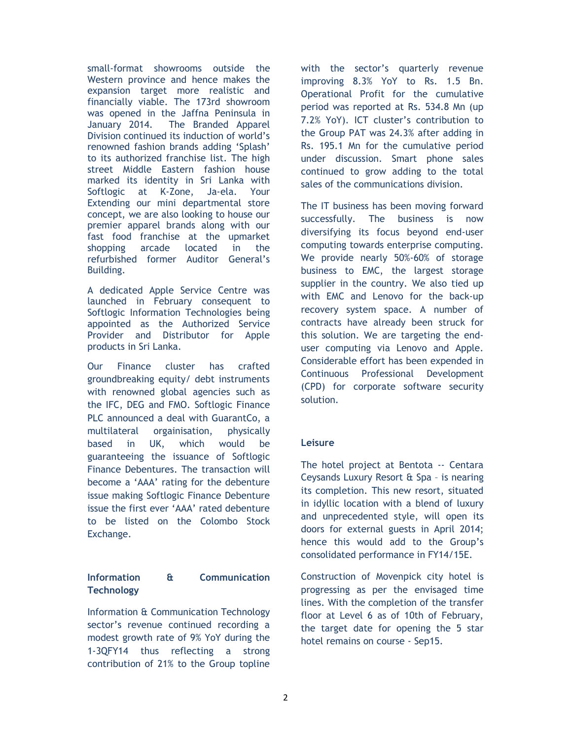small-format showrooms outside the Western province and hence makes the expansion target more realistic and financially viable. The 173rd showroom was opened in the Jaffna Peninsula in January 2014. The Branded Apparel Division continued its induction of world's renowned fashion brands adding 'Splash' to its authorized franchise list. The high street Middle Eastern fashion house marked its identity in Sri Lanka with Softlogic at K-Zone, Ja-ela. Your Extending our mini departmental store concept, we are also looking to house our premier apparel brands along with our fast food franchise at the upmarket shopping arcade located in the refurbished former Auditor General's Building.

A dedicated Apple Service Centre was launched in February consequent to Softlogic Information Technologies being appointed as the Authorized Service Provider and Distributor for Apple products in Sri Lanka.

Our Finance cluster has crafted groundbreaking equity/ debt instruments with renowned global agencies such as the IFC, DEG and FMO. Softlogic Finance PLC announced a deal with GuarantCo, a multilateral orgainisation, physically based in UK, which would be guaranteeing the issuance of Softlogic Finance Debentures. The transaction will become a 'AAA' rating for the debenture issue making Softlogic Finance Debenture issue the first ever 'AAA' rated debenture to be listed on the Colombo Stock Exchange.

**Information & Communication Technology**

Information & Communication Technology sector's revenue continued recording a modest growth rate of 9% YoY during the 1-3QFY14 thus reflecting a strong contribution of 21% to the Group topline with the sector's quarterly revenue improving 8.3% YoY to Rs. 1.5 Bn. Operational Profit for the cumulative period was reported at Rs. 534.8 Mn (up 7.2% YoY). ICT cluster's contribution to the Group PAT was 24.3% after adding in Rs. 195.1 Mn for the cumulative period under discussion. Smart phone sales continued to grow adding to the total sales of the communications division.

The IT business has been moving forward successfully. The business is now diversifying its focus beyond end-user computing towards enterprise computing. We provide nearly 50%-60% of storage business to EMC, the largest storage supplier in the country. We also tied up with EMC and Lenovo for the back-up recovery system space. A number of contracts have already been struck for this solution. We are targeting the end-user computing via Lenovo and Apple. Considerable effort has been expended in Continuous Professional Development (CPD) for corporate software security solution.

**Leisure**

The hotel project at Bentota -- Centara Ceysands Luxury Resort & Spa – is nearing its completion. This new resort, situated in idyllic location with a blend of luxury and unprecedented style, will open its doors for external guests in April 2014; hence this would add to the Group's consolidated performance in FY14/15E.

Construction of Movenpick city hotel is progressing as per the envisaged time lines. With the completion of the transfer floor at Level 6 as of 10th of February, the target date for opening the 5 star hotel remains on course - Sep15.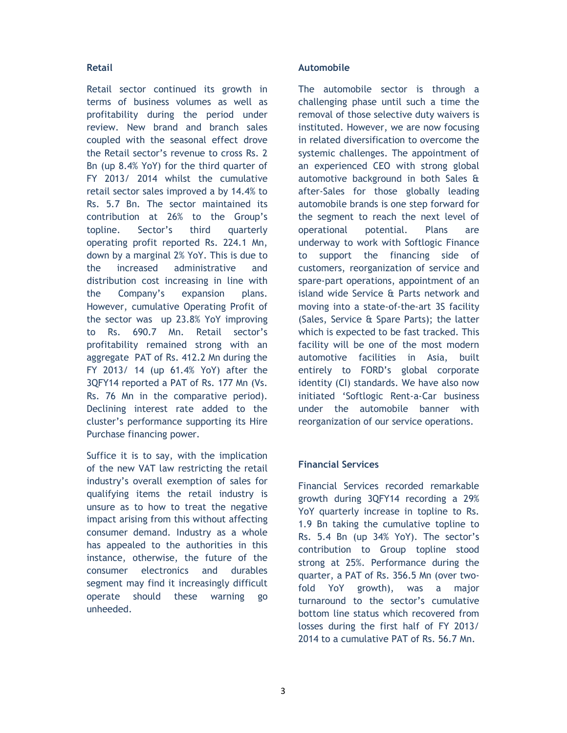## Retail

Retail sector continued its growth in terms of business volumes as well as profitability during the period under review. New brand and branch sales coupled with the seasonal effect drove the Retail sector's revenue to cross Rs. 2 Bn (up 8.4% YoY) for the third quarter of FY 2013/ 2014 whilst the cumulative retail sector sales improved a by 14.4% to Rs. 5.7 Bn. The sector maintained its contribution at 26% to the Group's topline. Sector's third quarterly operating profit reported Rs. 224.1 Mn, down by a marginal 2% YoY. This is due to the increased administrative and distribution cost increasing in line with the Company's expansion plans. However, cumulative Operating Profit of the sector was up 23.8% YoY improving to Rs. 690.7 Mn. Retail sector's profitability remained strong with an aggregate PAT of Rs. 412.2 Mn during the FY 2013/ 14 (up 61.4% YoY) after the 3QFY14 reported a PAT of Rs. 177 Mn (Vs. Rs. 76 Mn in the comparative period). Declining interest rate added to the cluster's performance supporting its Hire Purchase financing power.

Suffice it is to say, with the implication of the new VAT law restricting the retail industry's overall exemption of sales for qualifying items the retail industry is unsure as to how to treat the negative impact arising from this without affecting consumer demand. Industry as a whole has appealed to the authorities in this instance, otherwise, the future of the consumer electronics and durables segment may find it increasingly difficult operate should these warning go unheeded.

## Automobile

The automobile sector is through a challenging phase until such a time the removal of those selective duty waivers is instituted. However, we are now focusing in related diversification to overcome the systemic challenges. The appointment of an experienced CEO with strong global automotive background in both Sales & after-Sales for those globally leading automobile brands is one step forward for the segment to reach the next level of operational potential. Plans are underway to work with Softlogic Finance to support the financing side of customers, reorganization of service and spare-part operations, appointment of an island wide Service & Parts network and moving into a state-of-the-art 3S facility (Sales, Service & Spare Parts); the latter which is expected to be fast tracked. This facility will be one of the most modern automotive facilities in Asia, built entirely to FORD's global corporate identity (CI) standards. We have also now initiated 'Softlogic Rent-a-Car business under the automobile banner with reorganization of our service operations.

## Financial Services

Financial Services recorded remarkable growth during 3QFY14 recording a 29% YoY quarterly increase in topline to Rs. 1.9 Bn taking the cumulative topline to Rs. 5.4 Bn (up 34% YoY). The sector's contribution to Group topline stood strong at 25%. Performance during the quarter, a PAT of Rs. 356.5 Mn (over two-fold YoY growth), was a major turnaround to the sector's cumulative bottom line status which recovered from losses during the first half of FY 2013/ 2014 to a cumulative PAT of Rs. 56.7 Mn.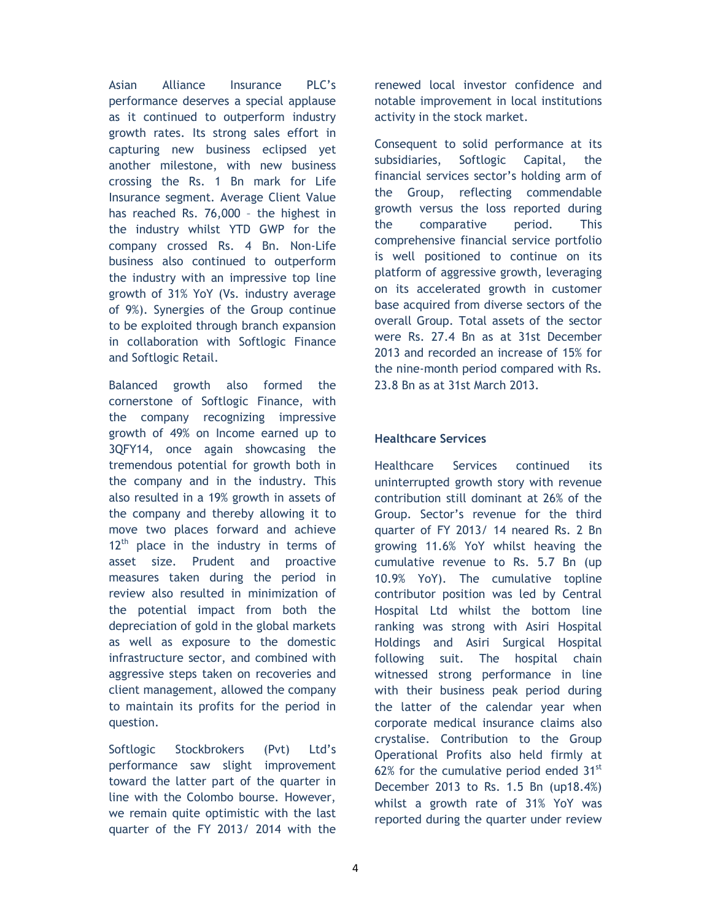Asian Alliance Insurance PLC's performance deserves a special applause as it continued to outperform industry growth rates. Its strong sales effort in capturing new business eclipsed yet another milestone, with new business crossing the Rs. 1 Bn mark for Life Insurance segment. Average Client Value has reached Rs. 76,000 – the highest in the industry whilst YTD GWP for the company crossed Rs. 4 Bn. Non-Life business also continued to outperform the industry with an impressive top line growth of 31% YoY (Vs. industry average of 9%). Synergies of the Group continue to be exploited through branch expansion in collaboration with Softlogic Finance and Softlogic Retail.

Balanced growth also formed the cornerstone of Softlogic Finance, with the company recognizing impressive growth of 49% on Income earned up to 3QFY14, once again showcasing the tremendous potential for growth both in the company and in the industry. This also resulted in a 19% growth in assets of the company and thereby allowing it to move two places forward and achieve 12th place in the industry in terms of asset size. Prudent and proactive measures taken during the period in review also resulted in minimization of the potential impact from both the depreciation of gold in the global markets as well as exposure to the domestic infrastructure sector, and combined with aggressive steps taken on recoveries and client management, allowed the company to maintain its profits for the period in question.

Softlogic Stockbrokers (Pvt) Ltd's performance saw slight improvement toward the latter part of the quarter in line with the Colombo bourse. However, we remain quite optimistic with the last quarter of the FY 2013/ 2014 with the renewed local investor confidence and notable improvement in local institutions activity in the stock market.

Consequent to solid performance at its subsidiaries, Softlogic Capital, the financial services sector's holding arm of the Group, reflecting commendable growth versus the loss reported during the comparative period. This comprehensive financial service portfolio is well positioned to continue on its platform of aggressive growth, leveraging on its accelerated growth in customer base acquired from diverse sectors of the overall Group. Total assets of the sector were Rs. 27.4 Bn as at 31st December 2013 and recorded an increase of 15% for the nine-month period compared with Rs. 23.8 Bn as at 31st March 2013.

### Healthcare Services

Healthcare Services continued its uninterrupted growth story with revenue contribution still dominant at 26% of the Group. Sector's revenue for the third quarter of FY 2013/ 14 neared Rs. 2 Bn growing 11.6% YoY whilst heaving the cumulative revenue to Rs. 5.7 Bn (up 10.9% YoY). The cumulative topline contributor position was led by Central Hospital Ltd whilst the bottom line ranking was strong with Asiri Hospital Holdings and Asiri Surgical Hospital following suit. The hospital chain witnessed strong performance in line with their business peak period during the latter of the calendar year when corporate medical insurance claims also crystalise. Contribution to the Group Operational Profits also held firmly at 62% for the cumulative period ended 31st December 2013 to Rs. 1.5 Bn (up18.4%) whilst a growth rate of 31% YoY was reported during the quarter under review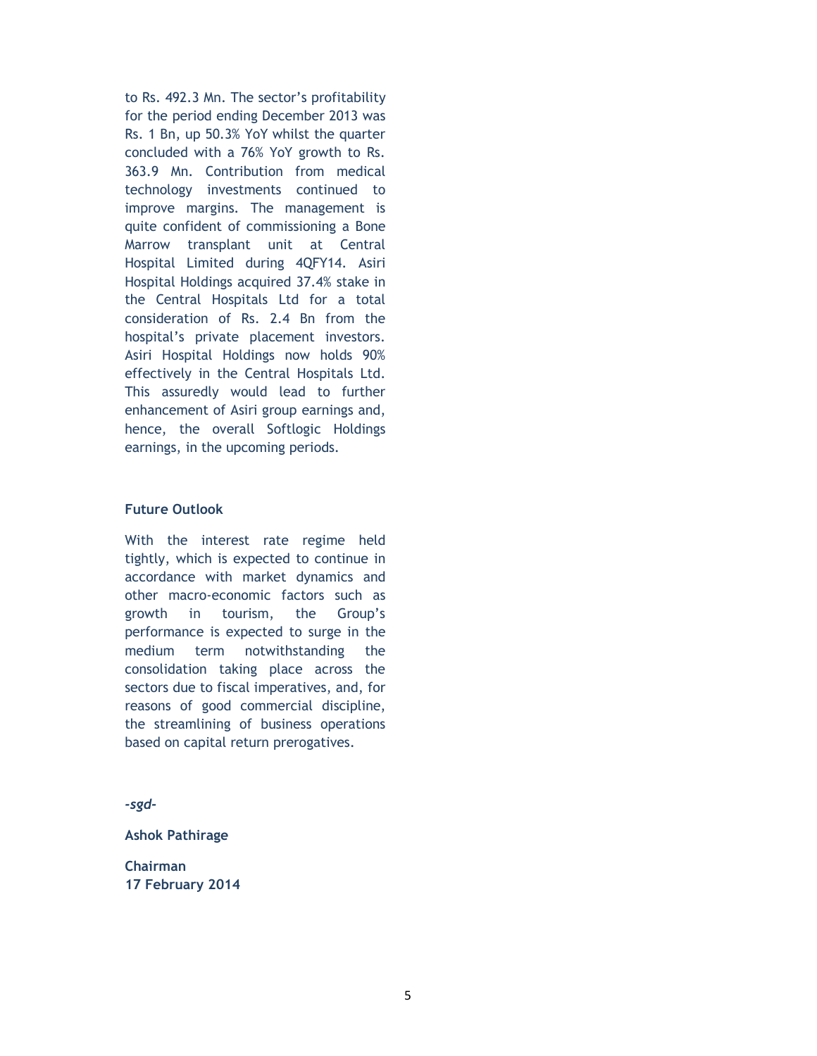to Rs. 492.3 Mn. The sector's profitability for the period ending December 2013 was Rs. 1 Bn, up 50.3% YoY whilst the quarter concluded with a 76% YoY growth to Rs. 363.9 Mn. Contribution from medical technology investments continued to improve margins. The management is quite confident of commissioning a Bone Marrow transplant unit at Central Hospital Limited during 4QFY14. Asiri Hospital Holdings acquired 37.4% stake in the Central Hospitals Ltd for a total consideration of Rs. 2.4 Bn from the hospital's private placement investors. Asiri Hospital Holdings now holds 90% effectively in the Central Hospitals Ltd. This assuredly would lead to further enhancement of Asiri group earnings and, hence, the overall Softlogic Holdings earnings, in the upcoming periods.

**Future Outlook**

With the interest rate regime held tightly, which is expected to continue in accordance with market dynamics and other macro-economic factors such as growth in tourism, the Group's performance is expected to surge in the medium term notwithstanding the consolidation taking place across the sectors due to fiscal imperatives, and, for reasons of good commercial discipline, the streamlining of business operations based on capital return prerogatives.

***-sgd-***

**Ashok Pathirage**

**Chairman**
**17 February 2014**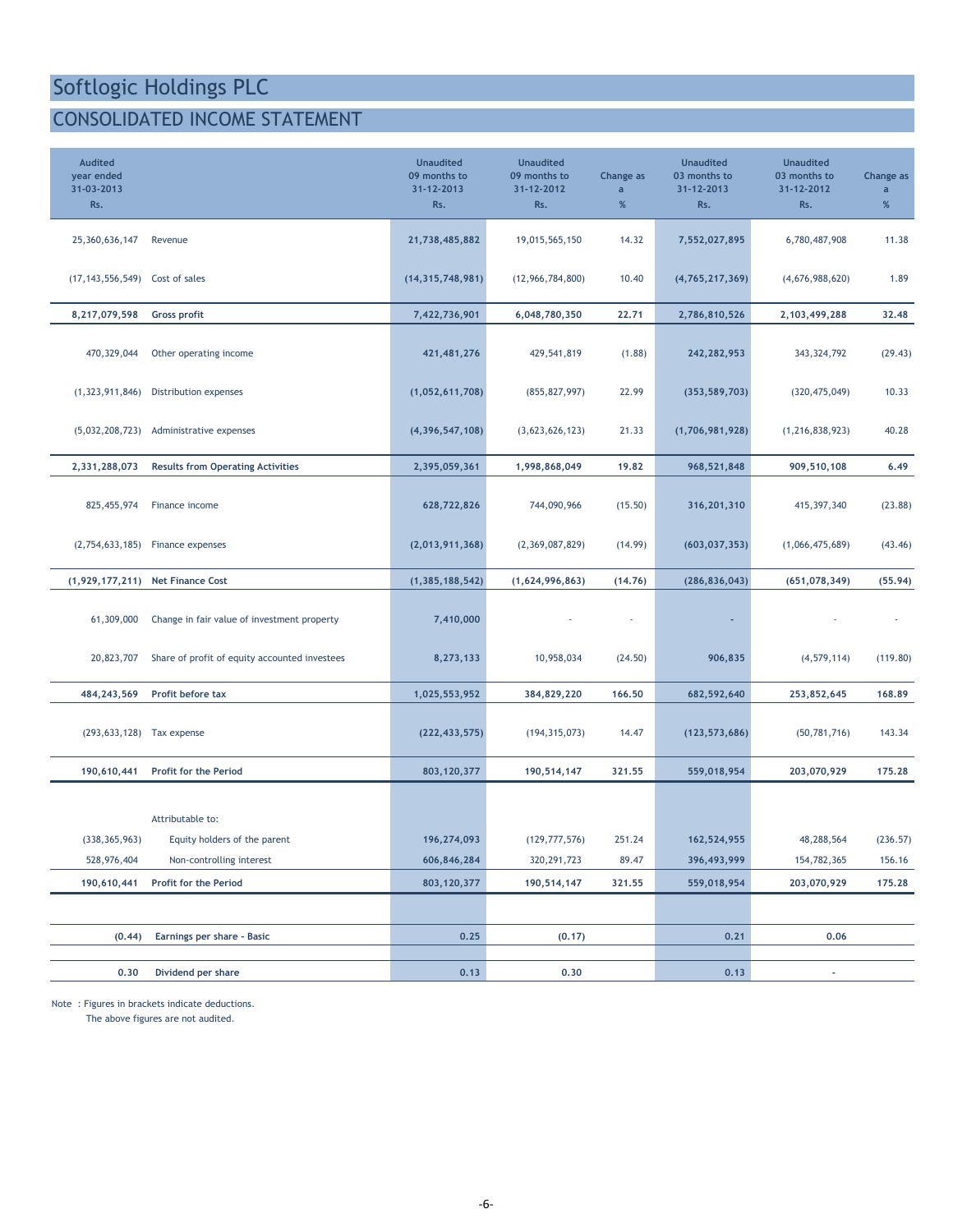# Softlogic Holdings PLC

## CONSOLIDATED INCOME STATEMENT

| Audited year ended 31-03-2013 Rs. | | Unaudited 09 months to 31-12-2013 Rs. | Unaudited 09 months to 31-12-2012 Rs. | Change as a % | Unaudited 03 months to 31-12-2013 Rs. | Unaudited 03 months to 31-12-2012 Rs. | Change as a % |
|---|---|---|---|---|---|---|---|
| 25,360,636,147 | Revenue | **21,738,485,882** | 19,015,565,150 | 14.32 | **7,552,027,895** | 6,780,487,908 | 11.38 |
| (17,143,556,549) | Cost of sales | **(14,315,748,981)** | (12,966,784,800) | 10.40 | **(4,765,217,369)** | (4,676,988,620) | 1.89 |
| **8,217,079,598** | **Gross profit** | **7,422,736,901** | **6,048,780,350** | **22.71** | **2,786,810,526** | **2,103,499,288** | **32.48** |
| 470,329,044 | Other operating income | **421,481,276** | 429,541,819 | (1.88) | **242,282,953** | 343,324,792 | (29.43) |
| (1,323,911,846) | Distribution expenses | **(1,052,611,708)** | (855,827,997) | 22.99 | **(353,589,703)** | (320,475,049) | 10.33 |
| (5,032,208,723) | Administrative expenses | **(4,396,547,108)** | (3,623,626,123) | 21.33 | **(1,706,981,928)** | (1,216,838,923) | 40.28 |
| **2,331,288,073** | **Results from Operating Activities** | **2,395,059,361** | **1,998,868,049** | **19.82** | **968,521,848** | **909,510,108** | **6.49** |
| 825,455,974 | Finance income | **628,722,826** | 744,090,966 | (15.50) | **316,201,310** | 415,397,340 | (23.88) |
| (2,754,633,185) | Finance expenses | **(2,013,911,368)** | (2,369,087,829) | (14.99) | **(603,037,353)** | (1,066,475,689) | (43.46) |
| **(1,929,177,211)** | **Net Finance Cost** | **(1,385,188,542)** | **(1,624,996,863)** | **(14.76)** | **(286,836,043)** | **(651,078,349)** | **(55.94)** |
| 61,309,000 | Change in fair value of investment property | **7,410,000** | - | - | **-** | - | - |
| 20,823,707 | Share of profit of equity accounted investees | **8,273,133** | 10,958,034 | (24.50) | **906,835** | (4,579,114) | (119.80) |
| **484,243,569** | **Profit before tax** | **1,025,553,952** | **384,829,220** | **166.50** | **682,592,640** | **253,852,645** | **168.89** |
| (293,633,128) | Tax expense | **(222,433,575)** | (194,315,073) | 14.47 | **(123,573,686)** | (50,781,716) | 143.34 |
| **190,610,441** | **Profit for the Period** | **803,120,377** | **190,514,147** | **321.55** | **559,018,954** | **203,070,929** | **175.28** |
| | Attributable to: | | | | | | |
| (338,365,963) | Equity holders of the parent | **196,274,093** | (129,777,576) | 251.24 | **162,524,955** | 48,288,564 | (236.57) |
| 528,976,404 | Non-controlling interest | **606,846,284** | 320,291,723 | 89.47 | **396,493,999** | 154,782,365 | 156.16 |
| **190,610,441** | **Profit for the Period** | **803,120,377** | **190,514,147** | **321.55** | **559,018,954** | **203,070,929** | **175.28** |
| **(0.44)** | **Earnings per share - Basic** | **0.25** | **(0.17)** | | **0.21** | **0.06** | |
| **0.30** | **Dividend per share** | **0.13** | **0.30** | | **0.13** | **-** | |

Note : Figures in brackets indicate deductions.
The above figures are not audited.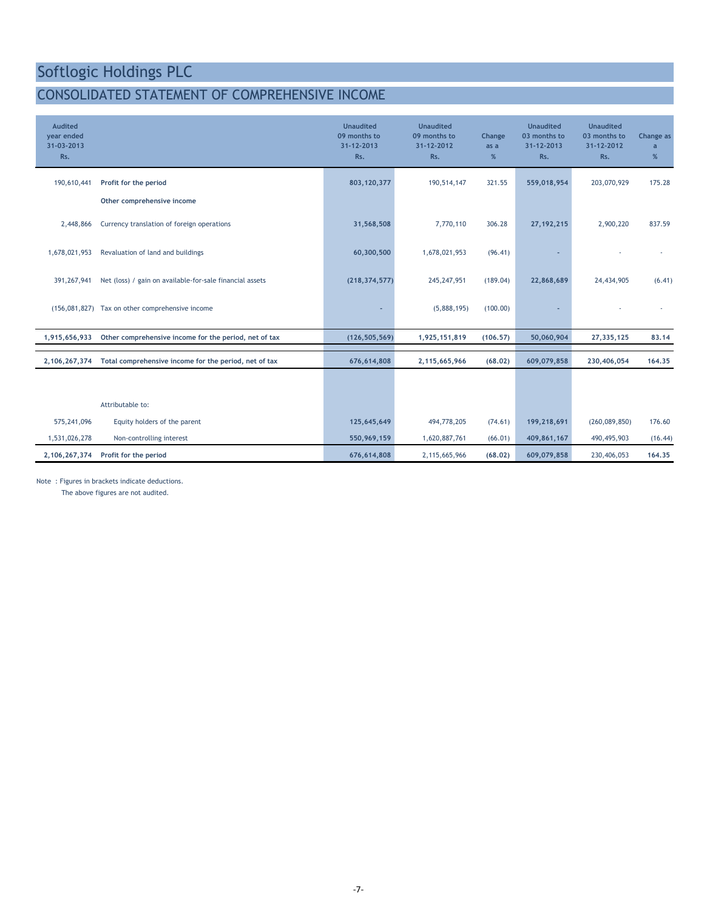# Softlogic Holdings PLC

## CONSOLIDATED STATEMENT OF COMPREHENSIVE INCOME

| Audited year ended 31-03-2013 Rs. | | Unaudited 09 months to 31-12-2013 Rs. | Unaudited 09 months to 31-12-2012 Rs. | Change as a % | Unaudited 03 months to 31-12-2013 Rs. | Unaudited 03 months to 31-12-2012 Rs. | Change as a % |
|---|---|---|---|---|---|---|---|
| 190,610,441 | **Profit for the period** | **803,120,377** | 190,514,147 | 321.55 | **559,018,954** | 203,070,929 | 175.28 |
| | **Other comprehensive income** | | | | | | |
| 2,448,866 | Currency translation of foreign operations | **31,568,508** | 7,770,110 | 306.28 | **27,192,215** | 2,900,220 | 837.59 |
| 1,678,021,953 | Revaluation of land and buildings | **60,300,500** | 1,678,021,953 | (96.41) | - | - | - |
| 391,267,941 | Net (loss) / gain on available-for-sale financial assets | **(218,374,577)** | 245,247,951 | (189.04) | **22,868,689** | 24,434,905 | (6.41) |
| (156,081,827) | Tax on other comprehensive income | - | (5,888,195) | (100.00) | - | - | - |
| **1,915,656,933** | **Other comprehensive income for the period, net of tax** | **(126,505,569)** | **1,925,151,819** | **(106.57)** | **50,060,904** | **27,335,125** | **83.14** |
| **2,106,267,374** | **Total comprehensive income for the period, net of tax** | **676,614,808** | **2,115,665,966** | **(68.02)** | **609,079,858** | **230,406,054** | **164.35** |
| | Attributable to: | | | | | | |
| 575,241,096 | Equity holders of the parent | **125,645,649** | 494,778,205 | (74.61) | **199,218,691** | (260,089,850) | 176.60 |
| 1,531,026,278 | Non-controlling interest | **550,969,159** | 1,620,887,761 | (66.01) | **409,861,167** | 490,495,903 | (16.44) |
| **2,106,267,374** | **Profit for the period** | **676,614,808** | 2,115,665,966 | **(68.02)** | **609,079,858** | 230,406,053 | **164.35** |

Note : Figures in brackets indicate deductions.
The above figures are not audited.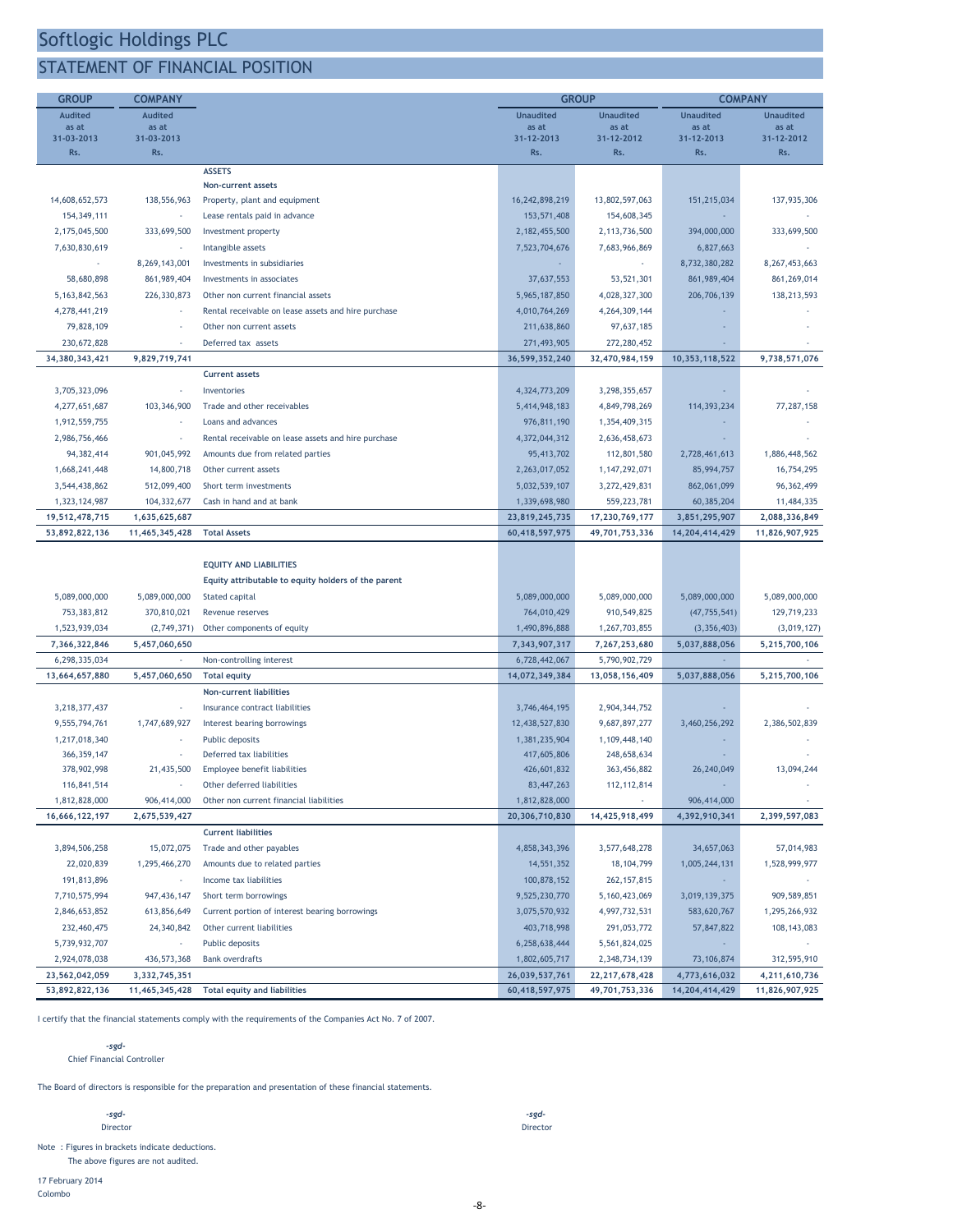# Softlogic Holdings PLC

## STATEMENT OF FINANCIAL POSITION

| GROUP | COMPANY | | GROUP | | COMPANY | |
|---|---|---|---|---|---|---|
| Audited as at 31-03-2013 | Audited as at 31-03-2013 | | Unaudited as at 31-12-2013 | Unaudited as at 31-12-2012 | Unaudited as at 31-12-2013 | Unaudited as at 31-12-2012 |
| Rs. | Rs. | | Rs. | Rs. | Rs. | Rs. |
| | | **ASSETS** | | | | |
| | | **Non-current assets** | | | | |
| 14,608,652,573 | 138,556,963 | Property, plant and equipment | 16,242,898,219 | 13,802,597,063 | 151,215,034 | 137,935,306 |
| 154,349,111 | - | Lease rentals paid in advance | 153,571,408 | 154,608,345 | - | - |
| 2,175,045,500 | 333,699,500 | Investment property | 2,182,455,500 | 2,113,736,500 | 394,000,000 | 333,699,500 |
| 7,630,830,619 | - | Intangible assets | 7,523,704,676 | 7,683,966,869 | 6,827,663 | - |
| - | 8,269,143,001 | Investments in subsidiaries | - | - | 8,732,380,282 | 8,267,453,663 |
| 58,680,898 | 861,989,404 | Investments in associates | 37,637,553 | 53,521,301 | 861,989,404 | 861,269,014 |
| 5,163,842,563 | 226,330,873 | Other non current financial assets | 5,965,187,850 | 4,028,327,300 | 206,706,139 | 138,213,593 |
| 4,278,441,219 | - | Rental receivable on lease assets and hire purchase | 4,010,764,269 | 4,264,309,144 | - | - |
| 79,828,109 | - | Other non current assets | 211,638,860 | 97,637,185 | - | - |
| 230,672,828 | - | Deferred tax assets | 271,493,905 | 272,280,452 | - | - |
| **34,380,343,421** | **9,829,719,741** | | **36,599,352,240** | **32,470,984,159** | **10,353,118,522** | **9,738,571,076** |
| | | **Current assets** | | | | |
| 3,705,323,096 | - | Inventories | 4,324,773,209 | 3,298,355,657 | - | - |
| 4,277,651,687 | 103,346,900 | Trade and other receivables | 5,414,948,183 | 4,849,798,269 | 114,393,234 | 77,287,158 |
| 1,912,559,755 | - | Loans and advances | 976,811,190 | 1,354,409,315 | - | - |
| 2,986,756,466 | - | Rental receivable on lease assets and hire purchase | 4,372,044,312 | 2,636,458,673 | - | - |
| 94,382,414 | 901,045,992 | Amounts due from related parties | 95,413,702 | 112,801,580 | 2,728,461,613 | 1,886,448,562 |
| 1,668,241,448 | 14,800,718 | Other current assets | 2,263,017,052 | 1,147,292,071 | 85,994,757 | 16,754,295 |
| 3,544,438,862 | 512,099,400 | Short term investments | 5,032,539,107 | 3,272,429,831 | 862,061,099 | 96,362,499 |
| 1,323,124,987 | 104,332,677 | Cash in hand and at bank | 1,339,698,980 | 559,223,781 | 60,385,204 | 11,484,335 |
| **19,512,478,715** | **1,635,625,687** | | **23,819,245,735** | **17,230,769,177** | **3,851,295,907** | **2,088,336,849** |
| **53,892,822,136** | **11,465,345,428** | **Total Assets** | **60,418,597,975** | **49,701,753,336** | **14,204,414,429** | **11,826,907,925** |
| | | | | | | |
| | | **EQUITY AND LIABILITIES** | | | | |
| | | **Equity attributable to equity holders of the parent** | | | | |
| 5,089,000,000 | 5,089,000,000 | Stated capital | 5,089,000,000 | 5,089,000,000 | 5,089,000,000 | 5,089,000,000 |
| 753,383,812 | 370,810,021 | Revenue reserves | 764,010,429 | 910,549,825 | (47,755,541) | 129,719,233 |
| 1,523,939,034 | (2,749,371) | Other components of equity | 1,490,896,888 | 1,267,703,855 | (3,356,403) | (3,019,127) |
| **7,366,322,846** | **5,457,060,650** | | **7,343,907,317** | **7,267,253,680** | **5,037,888,056** | **5,215,700,106** |
| 6,298,335,034 | - | Non-controlling interest | 6,728,442,067 | 5,790,902,729 | - | - |
| **13,664,657,880** | **5,457,060,650** | **Total equity** | **14,072,349,384** | **13,058,156,409** | **5,037,888,056** | **5,215,700,106** |
| | | **Non-current liabilities** | | | | |
| 3,218,377,437 | - | Insurance contract liabilities | 3,746,464,195 | 2,904,344,752 | - | - |
| 9,555,794,761 | 1,747,689,927 | Interest bearing borrowings | 12,438,527,830 | 9,687,897,277 | 3,460,256,292 | 2,386,502,839 |
| 1,217,018,340 | - | Public deposits | 1,381,235,904 | 1,109,448,140 | - | - |
| 366,359,147 | - | Deferred tax liabilities | 417,605,806 | 248,658,634 | - | - |
| 378,902,998 | 21,435,500 | Employee benefit liabilities | 426,601,832 | 363,456,882 | 26,240,049 | 13,094,244 |
| 116,841,514 | - | Other deferred liabilities | 83,447,263 | 112,112,814 | - | - |
| 1,812,828,000 | 906,414,000 | Other non current financial liabilities | 1,812,828,000 | - | 906,414,000 | - |
| **16,666,122,197** | **2,675,539,427** | | **20,306,710,830** | **14,425,918,499** | **4,392,910,341** | **2,399,597,083** |
| | | **Current liabilities** | | | | |
| 3,894,506,258 | 15,072,075 | Trade and other payables | 4,858,343,396 | 3,577,648,278 | 34,657,063 | 57,014,983 |
| 22,020,839 | 1,295,466,270 | Amounts due to related parties | 14,551,352 | 18,104,799 | 1,005,244,131 | 1,528,999,977 |
| 191,813,896 | - | Income tax liabilities | 100,878,152 | 262,157,815 | - | - |
| 7,710,575,994 | 947,436,147 | Short term borrowings | 9,525,230,770 | 5,160,423,069 | 3,019,139,375 | 909,589,851 |
| 2,846,653,852 | 613,856,649 | Current portion of interest bearing borrowings | 3,075,570,932 | 4,997,732,531 | 583,620,767 | 1,295,266,932 |
| 232,460,475 | 24,340,842 | Other current liabilities | 403,718,998 | 291,053,772 | 57,847,822 | 108,143,083 |
| 5,739,932,707 | - | Public deposits | 6,258,638,444 | 5,561,824,025 | - | - |
| 2,924,078,038 | 436,573,368 | Bank overdrafts | 1,802,605,717 | 2,348,734,139 | 73,106,874 | 312,595,910 |
| **23,562,042,059** | **3,332,745,351** | | **26,039,537,761** | **22,217,678,428** | **4,773,616,032** | **4,211,610,736** |
| **53,892,822,136** | **11,465,345,428** | **Total equity and liabilities** | **60,418,597,975** | **49,701,753,336** | **14,204,414,429** | **11,826,907,925** |

I certify that the financial statements comply with the requirements of the Companies Act No. 7 of 2007.

*-sgd-*
Chief Financial Controller

The Board of directors is responsible for the preparation and presentation of these financial statements.

*-sgd-*
Director

*-sgd-*
Director

Note : Figures in brackets indicate deductions.
The above figures are not audited.

17 February 2014
Colombo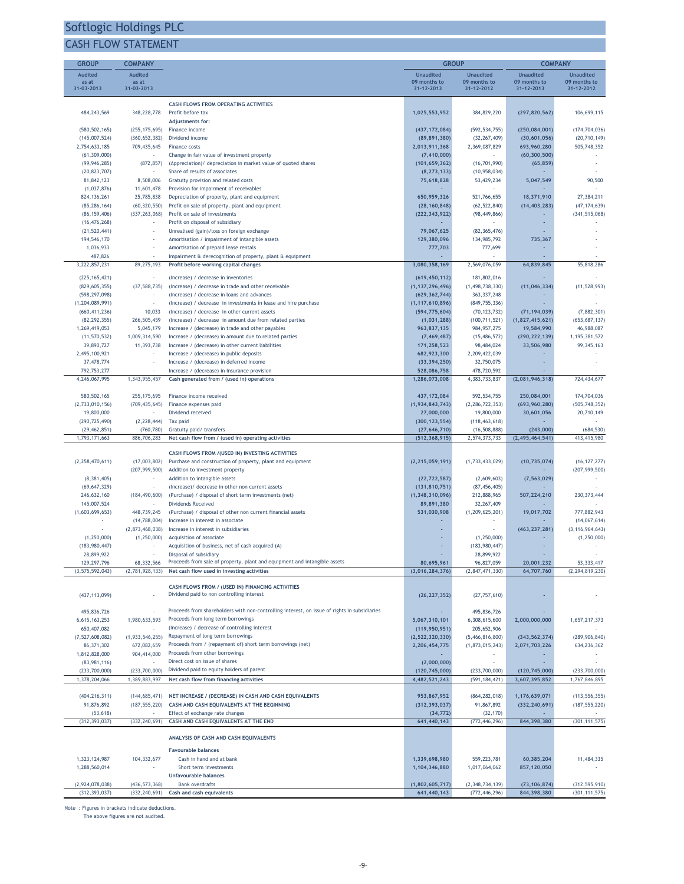# Softlogic Holdings PLC

## CASH FLOW STATEMENT

| GROUP | COMPANY | | GROUP | | COMPANY | |
|---|---|---|---|---|---|---|
| Audited as at 31-03-2013 | Audited as at 31-03-2013 | | Unaudited 09 months to 31-12-2013 | Unaudited 09 months to 31-12-2012 | Unaudited 09 months to 31-12-2013 | Unaudited 09 months to 31-12-2012 |
| | | **CASH FLOWS FROM OPERATING ACTIVITIES** | | | | |
| 484,243,569 | 348,228,778 | Profit before tax | 1,025,553,952 | 384,829,220 | (297,820,562) | 106,699,115 |
| | | **Adjustments for:** | | | | |
| (580,502,165) | (255,175,695) | Finance income | (437,172,084) | (592,534,755) | (250,084,001) | (174,704,036) |
| (145,007,524) | (360,652,382) | Dividend income | (89,891,380) | (32,267,409) | (30,601,056) | (20,710,149) |
| 2,754,633,185 | 709,435,645 | Finance costs | 2,013,911,368 | 2,369,087,829 | 693,960,280 | 505,748,352 |
| (61,309,000) | - | Change in fair value of investment property | (7,410,000) | - | (60,300,500) | - |
| (99,946,285) | (872,857) | (Appreciation)/ depreciation in market value of quoted shares | (101,659,362) | (16,701,990) | (65,859) | - |
| (20,823,707) | - | Share of results of associates | (8,273,133) | (10,958,034) | - | - |
| 81,842,123 | 8,508,006 | Gratuity provision and related costs | 75,618,828 | 53,429,234 | 5,047,549 | 90,500 |
| (1,037,876) | 11,601,478 | Provision for impairment of receivables | - | - | - | - |
| 824,136,261 | 25,785,838 | Depreciation of property, plant and equipment | 650,959,326 | 521,766,655 | 18,371,910 | 27,384,211 |
| (85,286,164) | (60,320,550) | Profit on sale of property, plant and equipment | (28,160,848) | (62,522,840) | (14,403,283) | (47,174,639) |
| (86,159,406) | (337,263,068) | Profit on sale of investments | (222,343,922) | (98,449,866) | - | (341,515,068) |
| (16,476,268) | - | Profit on disposal of subsidiary | - | - | - | - |
| (21,520,441) | - | Unrealised (gain)/loss on foreign exchange | 79,067,625 | (82,365,476) | - | - |
| 194,546,170 | - | Amortisation / impairment of intangible assets | 129,380,096 | 134,985,792 | 735,367 | - |
| 1,036,933 | - | Amortisation of prepaid lease rentals | 777,703 | 777,699 | - | - |
| 487,826 | - | Impairment & derecognition of property, plant & equipment | - | - | - | - |
| 3,222,857,231 | 89,275,193 | **Profit before working capital changes** | 3,080,358,169 | 2,569,076,059 | 64,839,845 | 55,818,286 |
| (225,165,421) | - | (Increase) / decrease in inventories | (619,450,112) | 181,802,016 | - | - |
| (829,605,355) | (37,588,735) | (Increase) / decrease in trade and other receivable | (1,137,296,496) | (1,498,738,330) | (11,046,334) | (11,528,993) |
| (598,297,098) | - | (Increase) / decrease in loans and advances | (629,362,744) | 363,337,248 | - | - |
| (1,204,089,991) | - | (Increase) / decrease in investments in lease and hire purchase | (1,117,610,896) | (849,755,336) | - | - |
| (660,411,236) | 10,033 | (Increase) / decrease in other current assets | (594,775,604) | (70,123,732) | (71,194,039) | (7,882,301) |
| (82,292,355) | 266,505,459 | (Increase) / decrease in amount due from related parties | (1,031,288) | (100,711,521) | (1,827,415,621) | (653,687,137) |
| 1,269,419,053 | 5,045,179 | Increase / (decrease) in trade and other payables | 963,837,135 | 984,957,275 | 19,584,990 | 46,988,087 |
| (11,570,532) | 1,009,314,590 | Increase / (decrease) in amount due to related parties | (7,469,487) | (15,486,572) | (290,222,139) | 1,195,381,572 |
| 39,890,727 | 11,393,738 | Increase / (decrease) in other current liabilities | 171,258,523 | 98,484,024 | 33,506,980 | 99,345,163 |
| 2,495,100,921 | - | Increase / (decrease) in public deposits | 682,923,300 | 2,209,422,039 | - | - |
| 37,478,774 | - | Increase / (decrease) in deferred income | (33,394,250) | 32,750,075 | - | - |
| 792,753,277 | - | Increase / (decrease) in insurance provision | 528,086,758 | 478,720,592 | - | - |
| 4,246,067,995 | 1,343,955,457 | **Cash generated from / (used in) operations** | 1,286,073,008 | 4,383,733,837 | (2,081,946,318) | 724,434,677 |
| 580,502,165 | 255,175,695 | Finance income received | 437,172,084 | 592,534,755 | 250,084,001 | 174,704,036 |
| (2,733,010,156) | (709,435,645) | Finance expenses paid | (1,934,843,743) | (2,286,722,353) | (693,960,280) | (505,748,352) |
| 19,800,000 | - | Dividend received | 27,000,000 | 19,800,000 | 30,601,056 | 20,710,149 |
| (290,725,490) | (2,228,444) | Tax paid | (300,123,554) | (118,463,618) | - | - |
| (29,462,851) | (760,780) | Gratuity paid/ transfers | (27,646,710) | (16,508,888) | (243,000) | (684,530) |
| 1,793,171,663 | 886,706,283 | **Net cash flow from / (used in) operating activities** | (512,368,915) | 2,574,373,733 | (2,495,464,541) | 413,415,980 |
| | | **CASH FLOWS FROM /(USED IN) INVESTING ACTIVITIES** | | | | |
| (2,258,470,611) | (17,003,802) | Purchase and construction of property, plant and equipment | (2,215,059,191) | (1,733,433,029) | (10,735,074) | (16,127,277) |
| - | (207,999,500) | Addition to investment property | - | - | - | (207,999,500) |
| (8,381,405) | - | Addition to intangible assets | (22,722,587) | (2,609,603) | (7,563,029) | - |
| (69,647,329) | - | (Increase)/ decrease in other non current assets | (131,810,751) | (87,456,405) | - | - |
| 246,632,160 | (184,490,600) | (Purchase) / disposal of short term investments (net) | (1,348,310,096) | 212,888,965 | 507,224,210 | 230,373,444 |
| 145,007,524 | - | Dividends Received | 89,891,380 | 32,267,409 | - | - |
| (1,603,699,653) | 448,739,245 | (Purchase) / disposal of other non current financial assets | 531,030,908 | (1,209,625,201) | 19,017,702 | 777,882,943 |
| - | (14,788,004) | Increase in interest in associate | - | - | - | (14,067,614) |
| - | (2,873,468,038) | Increase in interest in subsidiaries | - | - | (463,237,281) | (3,116,964,643) |
| (1,250,000) | (1,250,000) | Acquisition of associate | - | (1,250,000) | - | (1,250,000) |
| (183,980,447) | - | Acquisition of business, net of cash acquired (A) | - | (183,980,447) | - | - |
| 28,899,922 | - | Disposal of subsidiary | - | 28,899,922 | - | - |
| 129,297,796 | 68,332,566 | Proceeds from sale of property, plant and equipment and intangible assets | 80,695,961 | 96,827,059 | 20,001,232 | 53,333,417 |
| (3,575,592,043) | (2,781,928,133) | **Net cash flow used in investing activities** | (3,016,284,376) | (2,847,471,330) | 64,707,760 | (2,294,819,230) |
| | | **CASH FLOWS FROM / (USED IN) FINANCING ACTIVITIES** | | | | |
| (437,113,099) | - | Dividend paid to non controlling interest | (26,227,352) | (27,757,610) | - | - |
| 495,836,726 | - | Proceeds from shareholders with non-controlling interest, on issue of rights in subsidiaries | - | 495,836,726 | - | - |
| 6,615,163,253 | 1,980,633,593 | Proceeds from long term borrowings | 5,067,310,101 | 6,308,615,600 | 2,000,000,000 | 1,657,217,373 |
| 650,407,082 | - | (Increase) / decrease of controlling interest | (119,950,951) | 205,652,906 | - | - |
| (7,527,608,082) | (1,933,546,255) | Repayment of long term borrowings | (2,522,320,330) | (5,466,816,800) | (343,562,374) | (289,906,840) |
| 86,371,302 | 672,082,659 | Proceeds from / (repayment of) short term borrowings (net) | 2,206,454,775 | (1,873,015,243) | 2,071,703,226 | 634,236,362 |
| 1,812,828,000 | 904,414,000 | Proceeds from other borrowings | - | - | - | - |
| (83,981,116) | - | Direct cost on issue of shares | (2,000,000) | - | - | - |
| (233,700,000) | (233,700,000) | Dividend paid to equity holders of parent | (120,745,000) | (233,700,000) | (120,745,000) | (233,700,000) |
| 1,378,204,066 | 1,389,883,997 | **Net cash flow from financing activities** | 4,482,521,243 | (591,184,421) | 3,607,395,852 | 1,767,846,895 |
| (404,216,311) | (144,685,471) | **NET INCREASE / (DECREASE) IN CASH AND CASH EQUIVALENTS** | 953,867,952 | (864,282,018) | 1,176,639,071 | (113,556,355) |
| 91,876,892 | (187,555,220) | **CASH AND CASH EQUIVALENTS AT THE BEGINNING** | (312,393,037) | 91,867,892 | (332,240,691) | (187,555,220) |
| (53,618) | - | Effect of exchange rate changes | (34,772) | (32,170) | - | - |
| (312,393,037) | (332,240,691) | **CASH AND CASH EQUIVALENTS AT THE END** | 641,440,143 | (772,446,296) | 844,398,380 | (301,111,575) |
| | | **ANALYSIS OF CASH AND CASH EQUIVALENTS** | | | | |
| | | **Favourable balances** | | | | |
| 1,323,124,987 | 104,332,677 | Cash in hand and at bank | 1,339,698,980 | 559,223,781 | 60,385,204 | 11,484,335 |
| 1,288,560,014 | - | Short term investments | 1,104,346,880 | 1,017,064,062 | 857,120,050 | - |
| | | **Unfavourable balances** | | | | |
| (2,924,078,038) | (436,573,368) | Bank overdrafts | (1,802,605,717) | (2,348,734,139) | (73,106,874) | (312,595,910) |
| (312,393,037) | (332,240,691) | **Cash and cash equivalents** | 641,440,143 | (772,446,296) | 844,398,380 | (301,111,575) |

Note : Figures in brackets indicate deductions.
The above figures are not audited.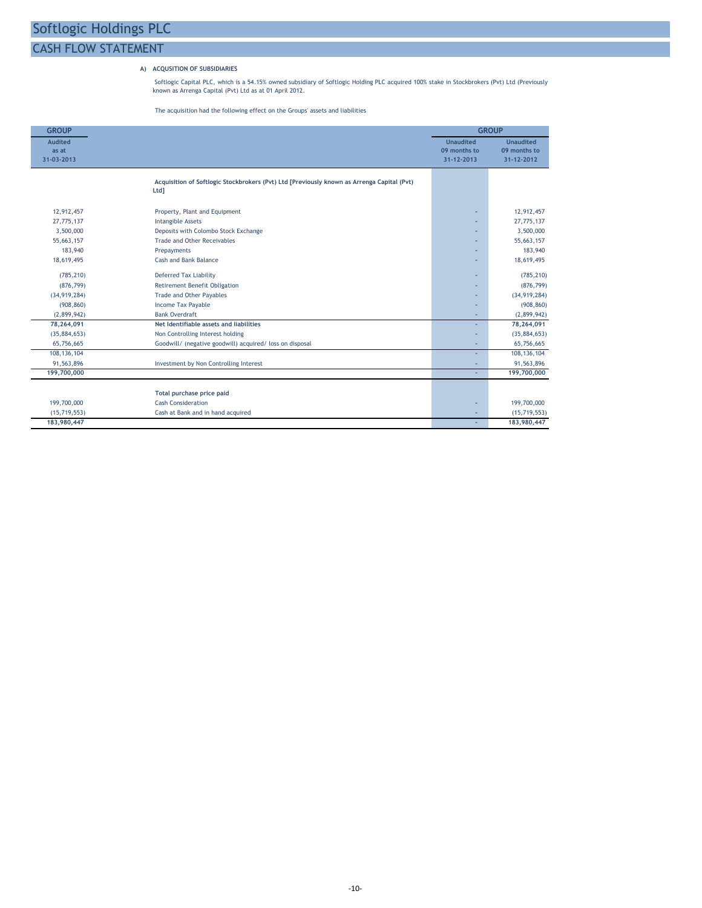# Softlogic Holdings PLC

## CASH FLOW STATEMENT

**A) ACQUSITION OF SUBSIDIARIES**

Softlogic Capital PLC, which is a 54.15% owned subsidiary of Softlogic Holding PLC acquired 100% stake in Stockbrokers (Pvt) Ltd (Previously known as Arrenga Capital (Pvt) Ltd as at 01 April 2012.

The acquisition had the following effect on the Groups' assets and liabilities

| GROUP | | GROUP | |
|---|---|---|---|
| Audited as at 31-03-2013 | | Unaudited 09 months to 31-12-2013 | Unaudited 09 months to 31-12-2012 |
| | **Acquisition of Softlogic Stockbrokers (Pvt) Ltd [Previously known as Arrenga Capital (Pvt) Ltd]** | | |
| 12,912,457 | Property, Plant and Equipment | - | 12,912,457 |
| 27,775,137 | Intangible Assets | - | 27,775,137 |
| 3,500,000 | Deposits with Colombo Stock Exchange | - | 3,500,000 |
| 55,663,157 | Trade and Other Receivables | - | 55,663,157 |
| 183,940 | Prepayments | - | 183,940 |
| 18,619,495 | Cash and Bank Balance | - | 18,619,495 |
| (785,210) | Deferred Tax Liability | - | (785,210) |
| (876,799) | Retirement Benefit Obligation | - | (876,799) |
| (34,919,284) | Trade and Other Payables | - | (34,919,284) |
| (908,860) | Income Tax Payable | - | (908,860) |
| (2,899,942) | Bank Overdraft | - | (2,899,942) |
| **78,264,091** | **Net Identifiable assets and liabilities** | - | **78,264,091** |
| (35,884,653) | Non Controlling Interest holding | - | (35,884,653) |
| 65,756,665 | Goodwill/ (negative goodwill) acquired/ loss on disposal | - | 65,756,665 |
| 108,136,104 | | - | 108,136,104 |
| 91,563,896 | Investment by Non Controlling Interest | - | 91,563,896 |
| **199,700,000** | | - | **199,700,000** |
| | **Total purchase price paid** | | |
| 199,700,000 | Cash Consideration | - | 199,700,000 |
| (15,719,553) | Cash at Bank and in hand acquired | - | (15,719,553) |
| **183,980,447** | | - | **183,980,447** |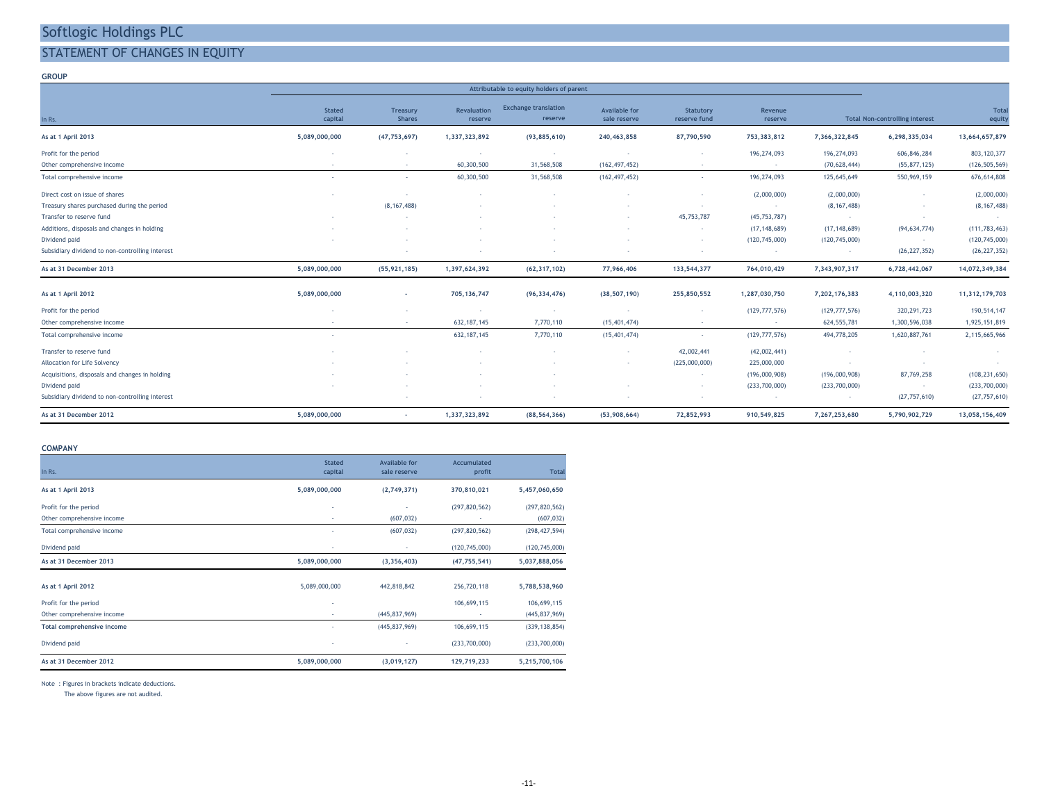# Softlogic Holdings PLC

## STATEMENT OF CHANGES IN EQUITY

### GROUP

| | Attributable to equity holders of parent | | | | | | | | | |
|---|---|---|---|---|---|---|---|---|---|---|
| In Rs. | Stated capital | Treasury Shares | Revaluation reserve | Exchange translation reserve | Available for sale reserve | Statutory reserve fund | Revenue reserve | Total | Non-controlling interest | Total equity |
| **As at 1 April 2013** | **5,089,000,000** | **(47,753,697)** | **1,337,323,892** | **(93,885,610)** | **240,463,858** | **87,790,590** | **753,383,812** | **7,366,322,845** | **6,298,335,034** | **13,664,657,879** |
| Profit for the period | - | - | - | - | - | - | 196,274,093 | 196,274,093 | 606,846,284 | 803,120,377 |
| Other comprehensive income | - | - | 60,300,500 | 31,568,508 | (162,497,452) | - | - | (70,628,444) | (55,877,125) | (126,505,569) |
| Total comprehensive income | - | - | 60,300,500 | 31,568,508 | (162,497,452) | - | 196,274,093 | 125,645,649 | 550,969,159 | 676,614,808 |
| Direct cost on issue of shares | - | - | - | - | - | - | (2,000,000) | (2,000,000) | - | (2,000,000) |
| Treasury shares purchased during the period | | (8,167,488) | - | - | - | - | | (8,167,488) | - | (8,167,488) |
| Transfer to reserve fund | - | - | - | - | - | 45,753,787 | (45,753,787) | - | - | - |
| Additions, disposals and changes in holding | - | - | - | - | - | - | (17,148,689) | (17,148,689) | (94,634,774) | (111,783,463) |
| Dividend paid | - | - | - | - | - | - | (120,745,000) | (120,745,000) | - | (120,745,000) |
| Subsidiary dividend to non-controlling interest | | - | - | - | - | - | - | - | (26,227,352) | (26,227,352) |
| **As at 31 December 2013** | **5,089,000,000** | **(55,921,185)** | **1,397,624,392** | **(62,317,102)** | **77,966,406** | **133,544,377** | **764,010,429** | **7,343,907,317** | **6,728,442,067** | **14,072,349,384** |
| **As at 1 April 2012** | **5,089,000,000** | **-** | **705,136,747** | **(96,334,476)** | **(38,507,190)** | **255,850,552** | **1,287,030,750** | **7,202,176,383** | **4,110,003,320** | **11,312,179,703** |
| Profit for the period | - | - | - | - | - | - | (129,777,576) | (129,777,576) | 320,291,723 | 190,514,147 |
| Other comprehensive income | - | - | 632,187,145 | 7,770,110 | (15,401,474) | - | - | 624,555,781 | 1,300,596,038 | 1,925,151,819 |
| Total comprehensive income | - | | 632,187,145 | 7,770,110 | (15,401,474) | - | (129,777,576) | 494,778,205 | 1,620,887,761 | 2,115,665,966 |
| Transfer to reserve fund | - | - | - | - | - | 42,002,441 | (42,002,441) | - | - | - |
| Allocation for Life Solvency | - | - | - | - | - | (225,000,000) | 225,000,000 | - | - | - |
| Acquisitions, disposals and changes in holding | - | - | - | - | | - | (196,000,908) | (196,000,908) | 87,769,258 | (108,231,650) |
| Dividend paid | - | - | - | - | - | - | (233,700,000) | (233,700,000) | - | (233,700,000) |
| Subsidiary dividend to non-controlling interest | | - | - | - | - | - | - | - | (27,757,610) | (27,757,610) |
| **As at 31 December 2012** | **5,089,000,000** | **-** | **1,337,323,892** | **(88,564,366)** | **(53,908,664)** | **72,852,993** | **910,549,825** | **7,267,253,680** | **5,790,902,729** | **13,058,156,409** |

### COMPANY

| In Rs. | Stated capital | Available for sale reserve | Accumulated profit | Total |
|---|---|---|---|---|
| **As at 1 April 2013** | **5,089,000,000** | **(2,749,371)** | **370,810,021** | **5,457,060,650** |
| Profit for the period | - | - | (297,820,562) | (297,820,562) |
| Other comprehensive income | - | (607,032) | - | (607,032) |
| Total comprehensive income | - | (607,032) | (297,820,562) | (298,427,594) |
| Dividend paid | - | - | (120,745,000) | (120,745,000) |
| **As at 31 December 2013** | **5,089,000,000** | **(3,356,403)** | **(47,755,541)** | **5,037,888,056** |
| **As at 1 April 2012** | 5,089,000,000 | 442,818,842 | 256,720,118 | **5,788,538,960** |
| Profit for the period | - | | 106,699,115 | 106,699,115 |
| Other comprehensive income | - | (445,837,969) | - | (445,837,969) |
| **Total comprehensive income** | - | (445,837,969) | 106,699,115 | (339,138,854) |
| Dividend paid | - | - | (233,700,000) | (233,700,000) |
| **As at 31 December 2012** | **5,089,000,000** | **(3,019,127)** | **129,719,233** | **5,215,700,106** |

Note : Figures in brackets indicate deductions.
The above figures are not audited.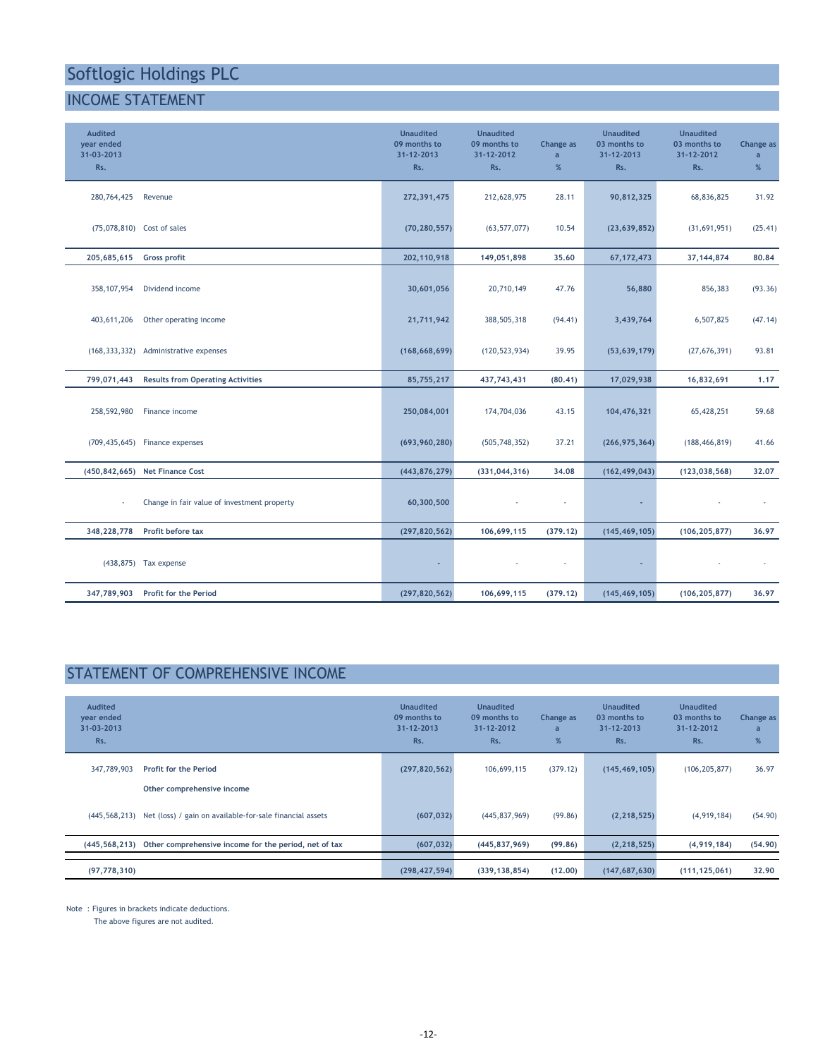# Softlogic Holdings PLC

## INCOME STATEMENT

| Audited year ended 31-03-2013 Rs. | | Unaudited 09 months to 31-12-2013 Rs. | Unaudited 09 months to 31-12-2012 Rs. | Change as a % | Unaudited 03 months to 31-12-2013 Rs. | Unaudited 03 months to 31-12-2012 Rs. | Change as a % |
|---|---|---|---|---|---|---|---|
| 280,764,425 | Revenue | 272,391,475 | 212,628,975 | 28.11 | 90,812,325 | 68,836,825 | 31.92 |
| (75,078,810) | Cost of sales | (70,280,557) | (63,577,077) | 10.54 | (23,639,852) | (31,691,951) | (25.41) |
| **205,685,615** | **Gross profit** | **202,110,918** | **149,051,898** | **35.60** | **67,172,473** | **37,144,874** | **80.84** |
| 358,107,954 | Dividend income | 30,601,056 | 20,710,149 | 47.76 | 56,880 | 856,383 | (93.36) |
| 403,611,206 | Other operating income | 21,711,942 | 388,505,318 | (94.41) | 3,439,764 | 6,507,825 | (47.14) |
| (168,333,332) | Administrative expenses | (168,668,699) | (120,523,934) | 39.95 | (53,639,179) | (27,676,391) | 93.81 |
| **799,071,443** | **Results from Operating Activities** | **85,755,217** | **437,743,431** | **(80.41)** | **17,029,938** | **16,832,691** | **1.17** |
| 258,592,980 | Finance income | 250,084,001 | 174,704,036 | 43.15 | 104,476,321 | 65,428,251 | 59.68 |
| (709,435,645) | Finance expenses | (693,960,280) | (505,748,352) | 37.21 | (266,975,364) | (188,466,819) | 41.66 |
| **(450,842,665)** | **Net Finance Cost** | **(443,876,279)** | **(331,044,316)** | **34.08** | **(162,499,043)** | **(123,038,568)** | **32.07** |
| - | Change in fair value of investment property | 60,300,500 | - | - | - | - | - |
| **348,228,778** | **Profit before tax** | **(297,820,562)** | **106,699,115** | **(379.12)** | **(145,469,105)** | **(106,205,877)** | **36.97** |
| (438,875) | Tax expense | - | - | - | - | - | - |
| **347,789,903** | **Profit for the Period** | **(297,820,562)** | **106,699,115** | **(379.12)** | **(145,469,105)** | **(106,205,877)** | **36.97** |

## STATEMENT OF COMPREHENSIVE INCOME

| Audited year ended 31-03-2013 Rs. | | Unaudited 09 months to 31-12-2013 Rs. | Unaudited 09 months to 31-12-2012 Rs. | Change as a % | Unaudited 03 months to 31-12-2013 Rs. | Unaudited 03 months to 31-12-2012 Rs. | Change as a % |
|---|---|---|---|---|---|---|---|
| 347,789,903 | **Profit for the Period** | (297,820,562) | 106,699,115 | (379.12) | (145,469,105) | (106,205,877) | 36.97 |
| | **Other comprehensive income** | | | | | | |
| (445,568,213) | Net (loss) / gain on available-for-sale financial assets | (607,032) | (445,837,969) | (99.86) | (2,218,525) | (4,919,184) | (54.90) |
| **(445,568,213)** | **Other comprehensive income for the period, net of tax** | **(607,032)** | **(445,837,969)** | **(99.86)** | **(2,218,525)** | **(4,919,184)** | **(54.90)** |
| **(97,778,310)** | | **(298,427,594)** | **(339,138,854)** | **(12.00)** | **(147,687,630)** | **(111,125,061)** | **32.90** |

Note : Figures in brackets indicate deductions.
The above figures are not audited.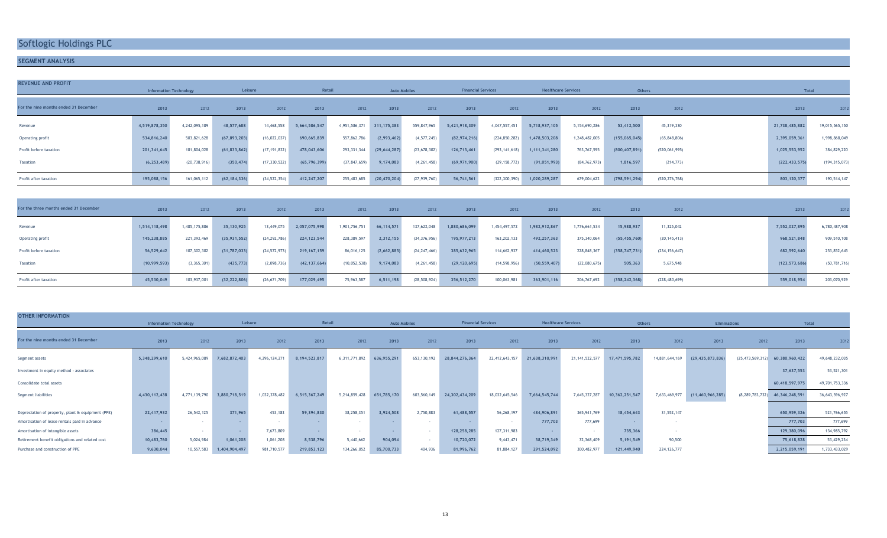# Softlogic Holdings PLC

## SEGMENT ANALYSIS

**REVENUE AND PROFIT**

| | Information Technology | | Leisure | | Retail | | Auto Mobiles | | Financial Services | | Healthcare Services | | Others | | Total | |
|---|---|---|---|---|---|---|---|---|---|---|---|---|---|---|---|---|
| For the nine months ended 31 December | 2013 | 2012 | 2013 | 2012 | 2013 | 2012 | 2013 | 2012 | 2013 | 2012 | 2013 | 2012 | 2013 | 2012 | 2013 | 2012 |
| Revenue | 4,519,878,350 | 4,242,095,189 | 48,577,688 | 14,468,558 | 5,664,586,547 | 4,951,586,371 | 311,175,383 | 559,847,965 | 5,421,918,309 | 4,047,557,451 | 5,718,937,105 | 5,154,690,286 | 53,412,500 | 45,319,330 | 21,738,485,882 | 19,015,565,150 |
| Operating profit | 534,816,240 | 503,821,628 | (67,893,203) | (16,022,037) | 690,665,839 | 557,862,786 | (2,993,462) | (4,577,245) | (82,974,216) | (224,850,282) | 1,478,503,208 | 1,248,482,005 | (155,065,045) | (65,848,806) | 2,395,059,361 | 1,998,868,049 |
| Profit before taxation | 201,341,645 | 181,804,028 | (61,833,862) | (17,191,832) | 478,043,606 | 293,331,344 | (29,644,287) | (23,678,302) | 126,713,461 | (293,141,618) | 1,111,341,280 | 763,767,595 | (800,407,891) | (520,061,995) | 1,025,553,952 | 384,829,220 |
| Taxation | (6,253,489) | (20,738,916) | (350,474) | (17,330,522) | (65,796,399) | (37,847,659) | 9,174,083 | (4,261,458) | (69,971,900) | (29,158,772) | (91,051,993) | (84,762,973) | 1,816,597 | (214,773) | (222,433,575) | (194,315,073) |
| Profit after taxation | 195,088,156 | 161,065,112 | (62,184,336) | (34,522,354) | 412,247,207 | 255,483,685 | (20,470,204) | (27,939,760) | 56,741,561 | (322,300,390) | 1,020,289,287 | 679,004,622 | (798,591,294) | (520,276,768) | 803,120,377 | 190,514,147 |

| For the three months ended 31 December | 2013 | 2012 | 2013 | 2012 | 2013 | 2012 | 2013 | 2012 | 2013 | 2012 | 2013 | 2012 | 2013 | 2012 | 2013 | 2012 |
|---|---|---|---|---|---|---|---|---|---|---|---|---|---|---|---|---|
| Revenue | 1,514,118,498 | 1,485,175,886 | 35,130,925 | 13,449,075 | 2,057,075,998 | 1,901,756,751 | 66,114,571 | 137,622,048 | 1,880,686,099 | 1,454,497,572 | 1,982,912,867 | 1,776,661,534 | 15,988,937 | 11,325,042 | 7,552,027,895 | 6,780,487,908 |
| Operating profit | 145,238,885 | 221,393,469 | (35,931,552) | (24,292,786) | 224,123,544 | 228,389,597 | 2,312,155 | (34,376,956) | 195,977,213 | 163,202,133 | 492,257,363 | 375,340,064 | (55,455,760) | (20,145,413) | 968,521,848 | 909,510,108 |
| Profit before taxation | 56,529,642 | 107,302,302 | (31,787,033) | (24,572,973) | 219,167,159 | 86,016,125 | (2,662,885) | (24,247,466) | 385,632,965 | 114,662,937 | 414,460,523 | 228,848,367 | (358,747,731) | (234,156,647) | 682,592,640 | 253,852,645 |
| Taxation | (10,999,593) | (3,365,301) | (435,773) | (2,098,736) | (42,137,664) | (10,052,538) | 9,174,083 | (4,261,458) | (29,120,695) | (14,598,956) | (50,559,407) | (22,080,675) | 505,363 | 5,675,948 | (123,573,686) | (50,781,716) |
| Profit after taxation | 45,530,049 | 103,937,001 | (32,222,806) | (26,671,709) | 177,029,495 | 75,963,587 | 6,511,198 | (28,508,924) | 356,512,270 | 100,063,981 | 363,901,116 | 206,767,692 | (358,242,368) | (228,480,699) | 559,018,954 | 203,070,929 |

**OTHER INFORMATION**

| | Information Technology | | Leisure | | Retail | | Auto Mobiles | | Financial Services | | Healthcare Services | | Others | | Eliminations | | Total | |
|---|---|---|---|---|---|---|---|---|---|---|---|---|---|---|---|---|---|---|
| For the nine months ended 31 December | 2013 | 2012 | 2013 | 2012 | 2013 | 2012 | 2013 | 2012 | 2013 | 2012 | 2013 | 2012 | 2013 | 2012 | 2013 | 2012 | 2013 | 2012 |
| Segment assets | 5,348,299,610 | 5,424,965,089 | 7,682,872,403 | 4,296,124,271 | 8,194,523,817 | 6,311,771,892 | 636,955,291 | 653,130,192 | 28,844,276,364 | 22,412,643,157 | 21,638,310,991 | 21,141,522,577 | 17,471,595,782 | 14,881,644,169 | (29,435,873,836) | (25,473,569,312) | 60,380,960,422 | 49,648,232,035 |
| Investment in equity method - associates | | | | | | | | | | | | | | | | | 37,637,553 | 53,521,301 |
| Consolidate total assets | | | | | | | | | | | | | | | | | 60,418,597,975 | 49,701,753,336 |
| Segment liabilities | 4,430,112,438 | 4,771,139,790 | 3,880,718,519 | 1,032,378,482 | 6,515,367,249 | 5,214,859,428 | 651,785,170 | 603,560,149 | 24,302,434,209 | 18,032,645,546 | 7,664,545,744 | 7,645,327,287 | 10,362,251,547 | 7,633,469,977 | (11,460,966,285) | (8,289,783,732) | 46,346,248,591 | 36,643,596,927 |
| Depreciation of property, plant & equipment (PPE) | 22,417,932 | 26,542,125 | 371,965 | 453,183 | 59,394,830 | 38,258,351 | 3,924,508 | 2,750,883 | 61,488,557 | 56,268,197 | 484,906,891 | 365,941,769 | 18,454,643 | 31,552,147 | | | 650,959,326 | 521,766,655 |
| Amortisation of lease rentals paid in advance | - | - | - | - | - | - | - | - | - | - | 777,703 | 777,699 | - | - | | | 777,703 | 777,699 |
| Amortisation of intangible assets | 386,445 | - | - | 7,673,809 | - | - | - | - | 128,258,285 | 127,311,983 | - | - | 735,366 | - | | | 129,380,096 | 134,985,792 |
| Retirement benefit obligations and related cost | 10,483,760 | 5,024,984 | 1,061,208 | 1,061,208 | 8,538,796 | 5,440,662 | 904,094 | - | 10,720,072 | 9,443,471 | 38,719,349 | 32,368,409 | 5,191,549 | 90,500 | | | 75,618,828 | 53,429,234 |
| Purchase and construction of PPE | 9,630,044 | 10,557,583 | 1,404,904,497 | 981,710,577 | 219,853,123 | 134,266,052 | 85,700,733 | 404,936 | 81,996,762 | 81,884,127 | 291,524,092 | 300,482,977 | 121,449,940 | 224,126,777 | | | 2,215,059,191 | 1,733,433,029 |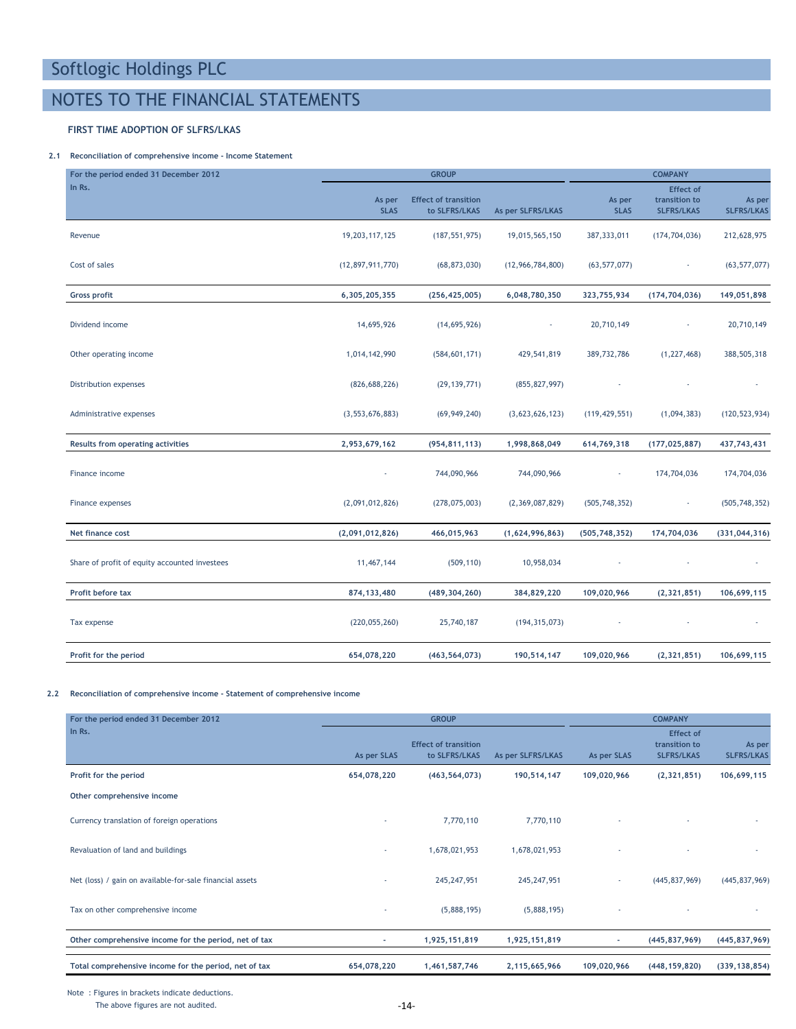# Softlogic Holdings PLC

# NOTES TO THE FINANCIAL STATEMENTS

### FIRST TIME ADOPTION OF SLFRS/LKAS

**2.1 Reconciliation of comprehensive income - Income Statement**

| For the period ended 31 December 2012 | GROUP | | | COMPANY | | |
|---|---|---|---|---|---|---|
| In Rs. | As per SLAS | Effect of transition to SLFRS/LKAS | As per SLFRS/LKAS | As per SLAS | Effect of transition to SLFRS/LKAS | As per SLFRS/LKAS |
| Revenue | 19,203,117,125 | (187,551,975) | 19,015,565,150 | 387,333,011 | (174,704,036) | 212,628,975 |
| Cost of sales | (12,897,911,770) | (68,873,030) | (12,966,784,800) | (63,577,077) | - | (63,577,077) |
| **Gross profit** | **6,305,205,355** | **(256,425,005)** | **6,048,780,350** | **323,755,934** | **(174,704,036)** | **149,051,898** |
| Dividend income | 14,695,926 | (14,695,926) | - | 20,710,149 | - | 20,710,149 |
| Other operating income | 1,014,142,990 | (584,601,171) | 429,541,819 | 389,732,786 | (1,227,468) | 388,505,318 |
| Distribution expenses | (826,688,226) | (29,139,771) | (855,827,997) | - | - | - |
| Administrative expenses | (3,553,676,883) | (69,949,240) | (3,623,626,123) | (119,429,551) | (1,094,383) | (120,523,934) |
| **Results from operating activities** | **2,953,679,162** | **(954,811,113)** | **1,998,868,049** | **614,769,318** | **(177,025,887)** | **437,743,431** |
| Finance income | - | 744,090,966 | 744,090,966 | - | 174,704,036 | 174,704,036 |
| Finance expenses | (2,091,012,826) | (278,075,003) | (2,369,087,829) | (505,748,352) | - | (505,748,352) |
| **Net finance cost** | **(2,091,012,826)** | **466,015,963** | **(1,624,996,863)** | **(505,748,352)** | **174,704,036** | **(331,044,316)** |
| Share of profit of equity accounted investees | 11,467,144 | (509,110) | 10,958,034 | - | - | - |
| **Profit before tax** | **874,133,480** | **(489,304,260)** | **384,829,220** | **109,020,966** | **(2,321,851)** | **106,699,115** |
| Tax expense | (220,055,260) | 25,740,187 | (194,315,073) | - | - | - |
| **Profit for the period** | **654,078,220** | **(463,564,073)** | **190,514,147** | **109,020,966** | **(2,321,851)** | **106,699,115** |

**2.2 Reconciliation of comprehensive income - Statement of comprehensive income**

| For the period ended 31 December 2012 | GROUP | | | COMPANY | | |
|---|---|---|---|---|---|---|
| In Rs. | As per SLAS | Effect of transition to SLFRS/LKAS | As per SLFRS/LKAS | As per SLAS | Effect of transition to SLFRS/LKAS | As per SLFRS/LKAS |
| **Profit for the period** | **654,078,220** | **(463,564,073)** | **190,514,147** | **109,020,966** | **(2,321,851)** | **106,699,115** |
| **Other comprehensive income** | | | | | | |
| Currency translation of foreign operations | - | 7,770,110 | 7,770,110 | - | - | - |
| Revaluation of land and buildings | - | 1,678,021,953 | 1,678,021,953 | - | - | - |
| Net (loss) / gain on available-for-sale financial assets | - | 245,247,951 | 245,247,951 | - | (445,837,969) | (445,837,969) |
| Tax on other comprehensive income | - | (5,888,195) | (5,888,195) | - | - | - |
| **Other comprehensive income for the period, net of tax** | **-** | **1,925,151,819** | **1,925,151,819** | **-** | **(445,837,969)** | **(445,837,969)** |
| **Total comprehensive income for the period, net of tax** | **654,078,220** | **1,461,587,746** | **2,115,665,966** | **109,020,966** | **(448,159,820)** | **(339,138,854)** |

Note : Figures in brackets indicate deductions.
The above figures are not audited.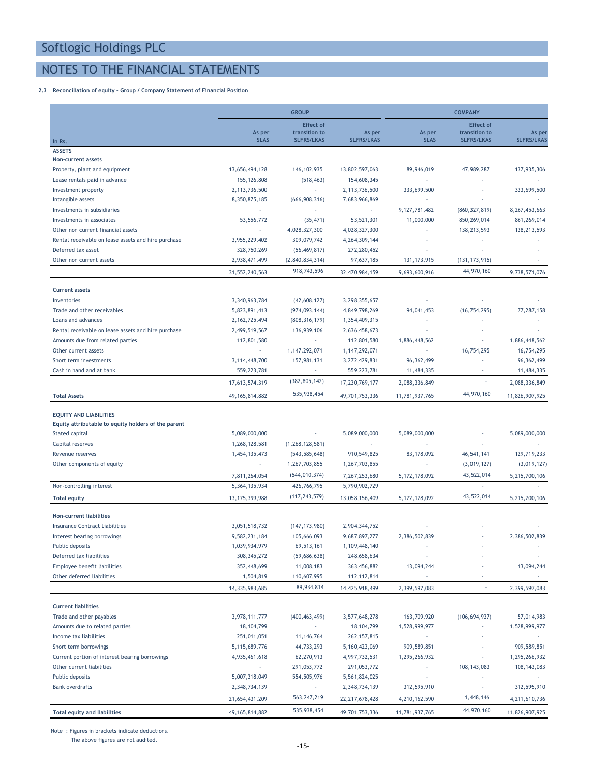# Softlogic Holdings PLC

## NOTES TO THE FINANCIAL STATEMENTS

**2.3 Reconciliation of equity - Group / Company Statement of Financial Position**

| In Rs. | GROUP | | | COMPANY | | |
|---|---|---|---|---|---|---|
| | As per SLAS | Effect of transition to SLFRS/LKAS | As per SLFRS/LKAS | As per SLAS | Effect of transition to SLFRS/LKAS | As per SLFRS/LKAS |
| **ASSETS** | | | | | | |
| **Non-current assets** | | | | | | |
| Property, plant and equipment | 13,656,494,128 | 146,102,935 | 13,802,597,063 | 89,946,019 | 47,989,287 | 137,935,306 |
| Lease rentals paid in advance | 155,126,808 | (518,463) | 154,608,345 | - | - | - |
| Investment property | 2,113,736,500 | - | 2,113,736,500 | 333,699,500 | - | 333,699,500 |
| Intangible assets | 8,350,875,185 | (666,908,316) | 7,683,966,869 | - | - | - |
| Investments in subsidiaries | - | - | - | 9,127,781,482 | (860,327,819) | 8,267,453,663 |
| Investments in associates | 53,556,772 | (35,471) | 53,521,301 | 11,000,000 | 850,269,014 | 861,269,014 |
| Other non current financial assets | - | 4,028,327,300 | 4,028,327,300 | - | 138,213,593 | 138,213,593 |
| Rental receivable on lease assets and hire purchase | 3,955,229,402 | 309,079,742 | 4,264,309,144 | - | - | - |
| Deferred tax asset | 328,750,269 | (56,469,817) | 272,280,452 | - | - | - |
| Other non current assets | 2,938,471,499 | (2,840,834,314) | 97,637,185 | 131,173,915 | (131,173,915) | - |
| | 31,552,240,563 | 918,743,596 | 32,470,984,159 | 9,693,600,916 | 44,970,160 | 9,738,571,076 |
| **Current assets** | | | | | | |
| Inventories | 3,340,963,784 | (42,608,127) | 3,298,355,657 | - | - | - |
| Trade and other receivables | 5,823,891,413 | (974,093,144) | 4,849,798,269 | 94,041,453 | (16,754,295) | 77,287,158 |
| Loans and advances | 2,162,725,494 | (808,316,179) | 1,354,409,315 | - | - | - |
| Rental receivable on lease assets and hire purchase | 2,499,519,567 | 136,939,106 | 2,636,458,673 | - | - | - |
| Amounts due from related parties | 112,801,580 | - | 112,801,580 | 1,886,448,562 | - | 1,886,448,562 |
| Other current assets | - | 1,147,292,071 | 1,147,292,071 | - | 16,754,295 | 16,754,295 |
| Short term investments | 3,114,448,700 | 157,981,131 | 3,272,429,831 | 96,362,499 | - | 96,362,499 |
| Cash in hand and at bank | 559,223,781 | - | 559,223,781 | 11,484,335 | - | 11,484,335 |
| | 17,613,574,319 | (382,805,142) | 17,230,769,177 | 2,088,336,849 | - | 2,088,336,849 |
| **Total Assets** | 49,165,814,882 | 535,938,454 | 49,701,753,336 | 11,781,937,765 | 44,970,160 | 11,826,907,925 |
| **EQUITY AND LIABILITIES** | | | | | | |
| **Equity attributable to equity holders of the parent** | | | | | | |
| Stated capital | 5,089,000,000 | - | 5,089,000,000 | 5,089,000,000 | - | 5,089,000,000 |
| Capital reserves | 1,268,128,581 | (1,268,128,581) | - | - | - | - |
| Revenue reserves | 1,454,135,473 | (543,585,648) | 910,549,825 | 83,178,092 | 46,541,141 | 129,719,233 |
| Other components of equity | - | 1,267,703,855 | 1,267,703,855 | - | (3,019,127) | (3,019,127) |
| | 7,811,264,054 | (544,010,374) | 7,267,253,680 | 5,172,178,092 | 43,522,014 | 5,215,700,106 |
| Non-controlling interest | 5,364,135,934 | 426,766,795 | 5,790,902,729 | - | - | - |
| **Total equity** | 13,175,399,988 | (117,243,579) | 13,058,156,409 | 5,172,178,092 | 43,522,014 | 5,215,700,106 |
| **Non-current liabilities** | | | | | | |
| Insurance Contract Liabilities | 3,051,518,732 | (147,173,980) | 2,904,344,752 | - | - | - |
| Interest bearing borrowings | 9,582,231,184 | 105,666,093 | 9,687,897,277 | 2,386,502,839 | - | 2,386,502,839 |
| Public deposits | 1,039,934,979 | 69,513,161 | 1,109,448,140 | - | - | - |
| Deferred tax liabilities | 308,345,272 | (59,686,638) | 248,658,634 | - | - | - |
| Employee benefit liabilities | 352,448,699 | 11,008,183 | 363,456,882 | 13,094,244 | - | 13,094,244 |
| Other deferred liabilities | 1,504,819 | 110,607,995 | 112,112,814 | - | - | - |
| | 14,335,983,685 | 89,934,814 | 14,425,918,499 | 2,399,597,083 | - | 2,399,597,083 |
| **Current liabilities** | | | | | | |
| Trade and other payables | 3,978,111,777 | (400,463,499) | 3,577,648,278 | 163,709,920 | (106,694,937) | 57,014,983 |
| Amounts due to related parties | 18,104,799 | - | 18,104,799 | 1,528,999,977 | - | 1,528,999,977 |
| Income tax liabilities | 251,011,051 | 11,146,764 | 262,157,815 | - | - | - |
| Short term borrowings | 5,115,689,776 | 44,733,293 | 5,160,423,069 | 909,589,851 | - | 909,589,851 |
| Current portion of interest bearing borrowings | 4,935,461,618 | 62,270,913 | 4,997,732,531 | 1,295,266,932 | - | 1,295,266,932 |
| Other current liabilities | - | 291,053,772 | 291,053,772 | - | 108,143,083 | 108,143,083 |
| Public deposits | 5,007,318,049 | 554,505,976 | 5,561,824,025 | - | - | - |
| Bank overdrafts | 2,348,734,139 | - | 2,348,734,139 | 312,595,910 | - | 312,595,910 |
| | 21,654,431,209 | 563,247,219 | 22,217,678,428 | 4,210,162,590 | 1,448,146 | 4,211,610,736 |
| **Total equity and liabilities** | 49,165,814,882 | 535,938,454 | 49,701,753,336 | 11,781,937,765 | 44,970,160 | 11,826,907,925 |

Note : Figures in brackets indicate deductions.
The above figures are not audited.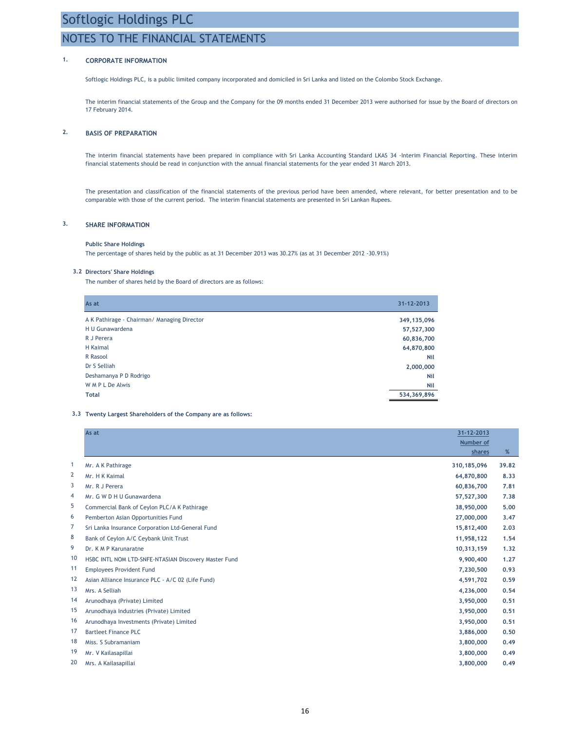# Softlogic Holdings PLC

## NOTES TO THE FINANCIAL STATEMENTS

### 1. CORPORATE INFORMATION

Softlogic Holdings PLC, is a public limited company incorporated and domiciled in Sri Lanka and listed on the Colombo Stock Exchange.

The interim financial statements of the Group and the Company for the 09 months ended 31 December 2013 were authorised for issue by the Board of directors on 17 February 2014.

### 2. BASIS OF PREPARATION

The interim financial statements have been prepared in compliance with Sri Lanka Accounting Standard LKAS 34 -Interim Financial Reporting. These interim financial statements should be read in conjunction with the annual financial statements for the year ended 31 March 2013.

The presentation and classification of the financial statements of the previous period have been amended, where relevant, for better presentation and to be comparable with those of the current period. The interim financial statements are presented in Sri Lankan Rupees.

### 3. SHARE INFORMATION

**Public Share Holdings**

The percentage of shares held by the public as at 31 December 2013 was 30.27% (as at 31 December 2012 -30.91%)

**3.2 Directors' Share Holdings**

The number of shares held by the Board of directors are as follows:

| As at | 31-12-2013 |
|---|---|
| A K Pathirage - Chairman/ Managing Director | 349,135,096 |
| H U Gunawardena | 57,527,300 |
| R J Perera | 60,836,700 |
| H Kaimal | 64,870,800 |
| R Rasool | Nil |
| Dr S Selliah | 2,000,000 |
| Deshamanya P D Rodrigo | Nil |
| W M P L De Alwis | Nil |
| **Total** | **534,369,896** |

**3.3 Twenty Largest Shareholders of the Company are as follows:**

| | As at | 31-12-2013 Number of shares | % |
|---|---|---|---|
| 1 | Mr. A K Pathirage | 310,185,096 | 39.82 |
| 2 | Mr. H K Kaimal | 64,870,800 | 8.33 |
| 3 | Mr. R J Perera | 60,836,700 | 7.81 |
| 4 | Mr. G W D H U Gunawardena | 57,527,300 | 7.38 |
| 5 | Commercial Bank of Ceylon PLC/A K Pathirage | 38,950,000 | 5.00 |
| 6 | Pemberton Asian Opportunities Fund | 27,000,000 | 3.47 |
| 7 | Sri Lanka Insurance Corporation Ltd-General Fund | 15,812,400 | 2.03 |
| 8 | Bank of Ceylon A/C Ceybank Unit Trust | 11,958,122 | 1.54 |
| 9 | Dr. K M P Karunaratne | 10,313,159 | 1.32 |
| 10 | HSBC INTL NOM LTD-SNFE-NTASIAN Discovery Master Fund | 9,900,400 | 1.27 |
| 11 | Employees Provident Fund | 7,230,500 | 0.93 |
| 12 | Asian Alliance Insurance PLC - A/C 02 (Life Fund) | 4,591,702 | 0.59 |
| 13 | Mrs. A Selliah | 4,236,000 | 0.54 |
| 14 | Arunodhaya (Private) Limited | 3,950,000 | 0.51 |
| 15 | Arunodhaya Industries (Private) Limited | 3,950,000 | 0.51 |
| 16 | Arunodhaya Investments (Private) Limited | 3,950,000 | 0.51 |
| 17 | Bartleet Finance PLC | 3,886,000 | 0.50 |
| 18 | Miss. S Subramaniam | 3,800,000 | 0.49 |
| 19 | Mr. V Kailasapillai | 3,800,000 | 0.49 |
| 20 | Mrs. A Kailasapillai | 3,800,000 | 0.49 |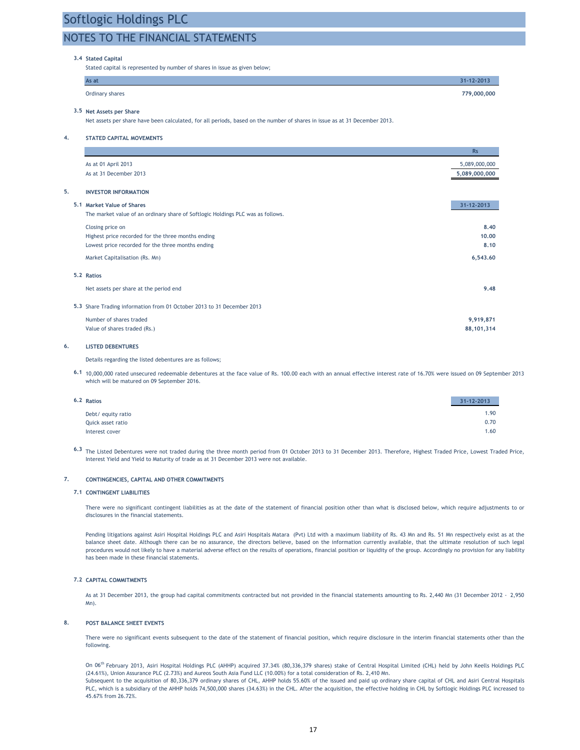## NOTES TO THE FINANCIAL STATEMENTS

### 3.4 Stated Capital

Stated capital is represented by number of shares in issue as given below;

| As at | 31-12-2013 |
|---|---|
| Ordinary shares | **779,000,000** |

### 3.5 Net Assets per Share

Net assets per share have been calculated, for all periods, based on the number of shares in issue as at 31 December 2013.

## 4. STATED CAPITAL MOVEMENTS

| | Rs |
|---|---|
| As at 01 April 2013 | 5,089,000,000 |
| As at 31 December 2013 | 5,089,000,000 |

## 5. INVESTOR INFORMATION

### 5.1 Market Value of Shares

The market value of an ordinary share of Softlogic Holdings PLC was as follows.

| | 31-12-2013 |
|---|---|
| Closing price on | **8.40** |
| Highest price recorded for the three months ending | **10.00** |
| Lowest price recorded for the three months ending | **8.10** |
| Market Capitalisation (Rs. Mn) | **6,543.60** |

### 5.2 Ratios

| | |
|---|---|
| Net assets per share at the period end | **9.48** |

### 5.3 Share Trading information from 01 October 2013 to 31 December 2013

| | |
|---|---|
| Number of shares traded | **9,919,871** |
| Value of shares traded (Rs.) | **88,101,314** |

## 6. LISTED DEBENTURES

Details regarding the listed debentures are as follows;

**6.1** 10,000,000 rated unsecured redeemable debentures at the face value of Rs. 100.00 each with an annual effective interest rate of 16.70% were issued on 09 September 2013 which will be matured on 09 September 2016.

### 6.2 Ratios

| | 31-12-2013 |
|---|---|
| Debt/ equity ratio | 1.90 |
| Quick asset ratio | 0.70 |
| Interest cover | 1.60 |

**6.3** The Listed Debentures were not traded during the three month period from 01 October 2013 to 31 December 2013. Therefore, Highest Traded Price, Lowest Traded Price, Interest Yield and Yield to Maturity of trade as at 31 December 2013 were not available.

## 7. CONTINGENCIES, CAPITAL AND OTHER COMMITMENTS

### 7.1 CONTINGENT LIABILITIES

There were no significant contingent liabilities as at the date of the statement of financial position other than what is disclosed below, which require adjustments to or disclosures in the financial statements.

Pending litigations against Asiri Hospital Holdings PLC and Asiri Hospitals Matara (Pvt) Ltd with a maximum liability of Rs. 43 Mn and Rs. 51 Mn respectively exist as at the balance sheet date. Although there can be no assurance, the directors believe, based on the information currently available, that the ultimate resolution of such legal procedures would not likely to have a material adverse effect on the results of operations, financial position or liquidity of the group. Accordingly no provision for any liability has been made in these financial statements.

### 7.2 CAPITAL COMMITMENTS

As at 31 December 2013, the group had capital commitments contracted but not provided in the financial statements amounting to Rs. 2,440 Mn (31 December 2012 - 2,950 Mn).

## 8. POST BALANCE SHEET EVENTS

There were no significant events subsequent to the date of the statement of financial position, which require disclosure in the interim financial statements other than the following.

On 06th February 2013, Asiri Hospital Holdings PLC (AHHP) acquired 37.34% (80,336,379 shares) stake of Central Hospital Limited (CHL) held by John Keells Holdings PLC (24.61%), Union Assurance PLC (2.73%) and Aureos South Asia Fund LLC (10.00%) for a total consideration of Rs. 2,410 Mn.
Subsequent to the acquisition of 80,336,379 ordinary shares of CHL, AHHP holds 55.60% of the issued and paid up ordinary share capital of CHL and Asiri Central Hospitals PLC, which is a subsidiary of the AHHP holds 74,500,000 shares (34.63%) in the CHL. After the acquisition, the effective holding in CHL by Softlogic Holdings PLC increased to 45.67% from 26.72%.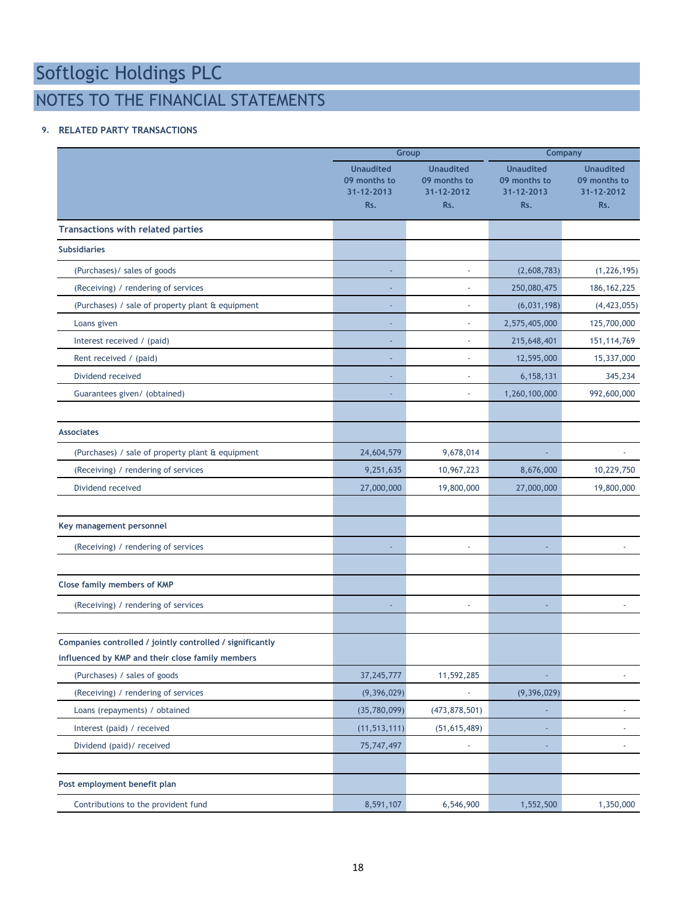# Softlogic Holdings PLC

## NOTES TO THE FINANCIAL STATEMENTS

**9. RELATED PARTY TRANSACTIONS**

| | Group | | Company | |
|---|---|---|---|---|
| | Unaudited 09 months to 31-12-2013 Rs. | Unaudited 09 months to 31-12-2012 Rs. | Unaudited 09 months to 31-12-2013 Rs. | Unaudited 09 months to 31-12-2012 Rs. |
| **Transactions with related parties** | | | | |
| **Subsidiaries** | | | | |
| (Purchases)/ sales of goods | - | - | (2,608,783) | (1,226,195) |
| (Receiving) / rendering of services | - | - | 250,080,475 | 186,162,225 |
| (Purchases) / sale of property plant & equipment | - | - | (6,031,198) | (4,423,055) |
| Loans given | - | - | 2,575,405,000 | 125,700,000 |
| Interest received / (paid) | - | - | 215,648,401 | 151,114,769 |
| Rent received / (paid) | - | - | 12,595,000 | 15,337,000 |
| Dividend received | - | - | 6,158,131 | 345,234 |
| Guarantees given/ (obtained) | - | - | 1,260,100,000 | 992,600,000 |
| | | | | |
| **Associates** | | | | |
| (Purchases) / sale of property plant & equipment | 24,604,579 | 9,678,014 | - | - |
| (Receiving) / rendering of services | 9,251,635 | 10,967,223 | 8,676,000 | 10,229,750 |
| Dividend received | 27,000,000 | 19,800,000 | 27,000,000 | 19,800,000 |
| | | | | |
| **Key management personnel** | | | | |
| (Receiving) / rendering of services | - | - | - | - |
| | | | | |
| **Close family members of KMP** | | | | |
| (Receiving) / rendering of services | - | - | - | - |
| | | | | |
| **Companies controlled / jointly controlled / significantly influenced by KMP and their close family members** | | | | |
| (Purchases) / sales of goods | 37,245,777 | 11,592,285 | - | - |
| (Receiving) / rendering of services | (9,396,029) | - | (9,396,029) | |
| Loans (repayments) / obtained | (35,780,099) | (473,878,501) | - | - |
| Interest (paid) / received | (11,513,111) | (51,615,489) | - | - |
| Dividend (paid)/ received | 75,747,497 | - | - | - |
| | | | | |
| **Post employment benefit plan** | | | | |
| Contributions to the provident fund | 8,591,107 | 6,546,900 | 1,552,500 | 1,350,000 |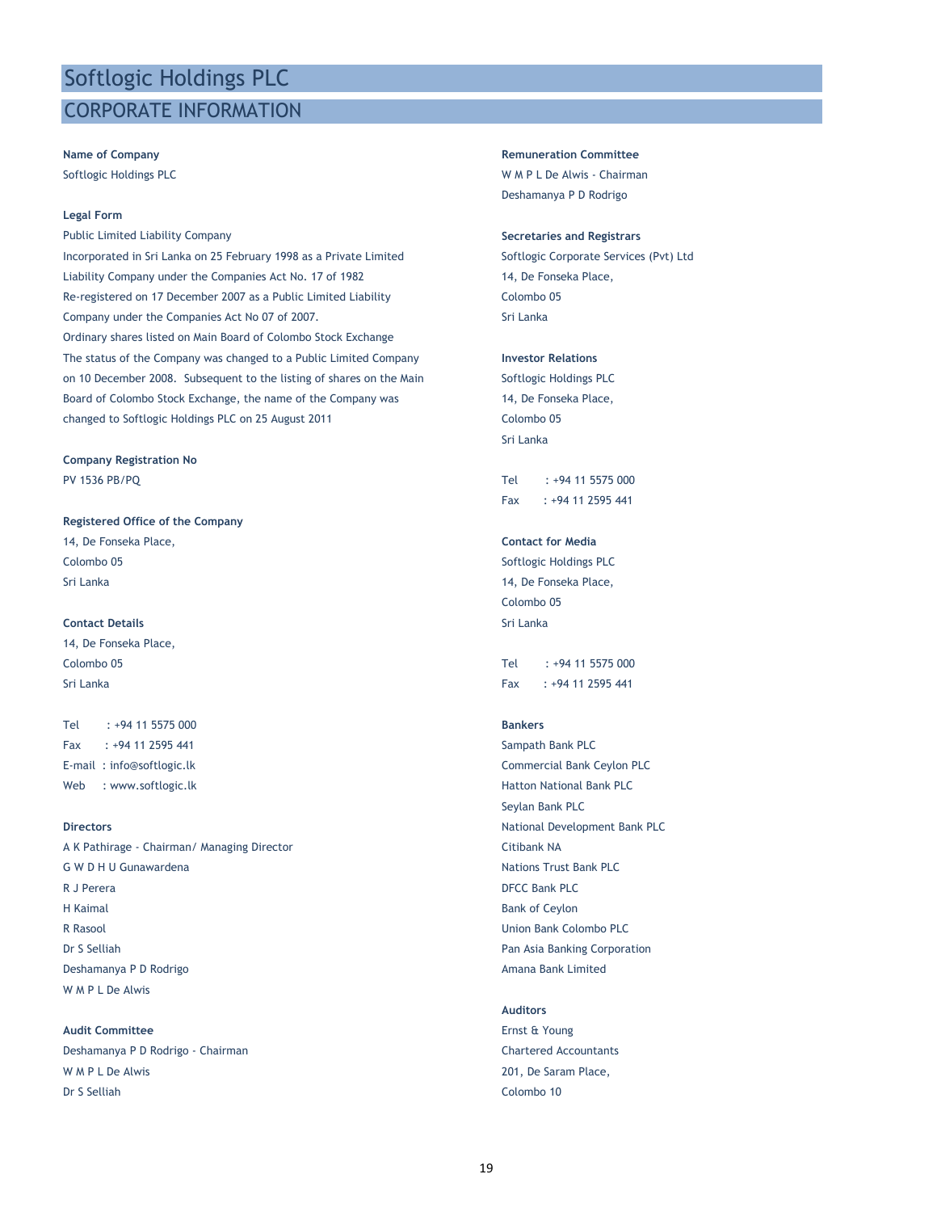# Softlogic Holdings PLC

## CORPORATE INFORMATION

**Name of Company**

Softlogic Holdings PLC

**Legal Form**

Public Limited Liability Company

Incorporated in Sri Lanka on 25 February 1998 as a Private Limited Liability Company under the Companies Act No. 17 of 1982

Re-registered on 17 December 2007 as a Public Limited Liability Company under the Companies Act No 07 of 2007.

Ordinary shares listed on Main Board of Colombo Stock Exchange

The status of the Company was changed to a Public Limited Company on 10 December 2008. Subsequent to the listing of shares on the Main Board of Colombo Stock Exchange, the name of the Company was changed to Softlogic Holdings PLC on 25 August 2011

**Company Registration No**

PV 1536 PB/PQ

**Registered Office of the Company**

14, De Fonseka Place,
Colombo 05
Sri Lanka

**Contact Details**

14, De Fonseka Place,
Colombo 05
Sri Lanka

Tel : +94 11 5575 000
Fax : +94 11 2595 441
E-mail : info@softlogic.lk
Web : www.softlogic.lk

**Directors**

A K Pathirage - Chairman/ Managing Director
G W D H U Gunawardena
R J Perera
H Kaimal
R Rasool
Dr S Selliah
Deshamanya P D Rodrigo
W M P L De Alwis

**Audit Committee**

Deshamanya P D Rodrigo - Chairman
W M P L De Alwis
Dr S Selliah

**Remuneration Committee**

W M P L De Alwis - Chairman
Deshamanya P D Rodrigo

**Secretaries and Registrars**

Softlogic Corporate Services (Pvt) Ltd
14, De Fonseka Place,
Colombo 05
Sri Lanka

**Investor Relations**

Softlogic Holdings PLC
14, De Fonseka Place,
Colombo 05
Sri Lanka

Tel : +94 11 5575 000
Fax : +94 11 2595 441

**Contact for Media**

Softlogic Holdings PLC
14, De Fonseka Place,
Colombo 05
Sri Lanka

Tel : +94 11 5575 000
Fax : +94 11 2595 441

**Bankers**

Sampath Bank PLC
Commercial Bank Ceylon PLC
Hatton National Bank PLC
Seylan Bank PLC
National Development Bank PLC
Citibank NA
Nations Trust Bank PLC
DFCC Bank PLC
Bank of Ceylon
Union Bank Colombo PLC
Pan Asia Banking Corporation
Amana Bank Limited

**Auditors**

Ernst & Young
Chartered Accountants
201, De Saram Place,
Colombo 10